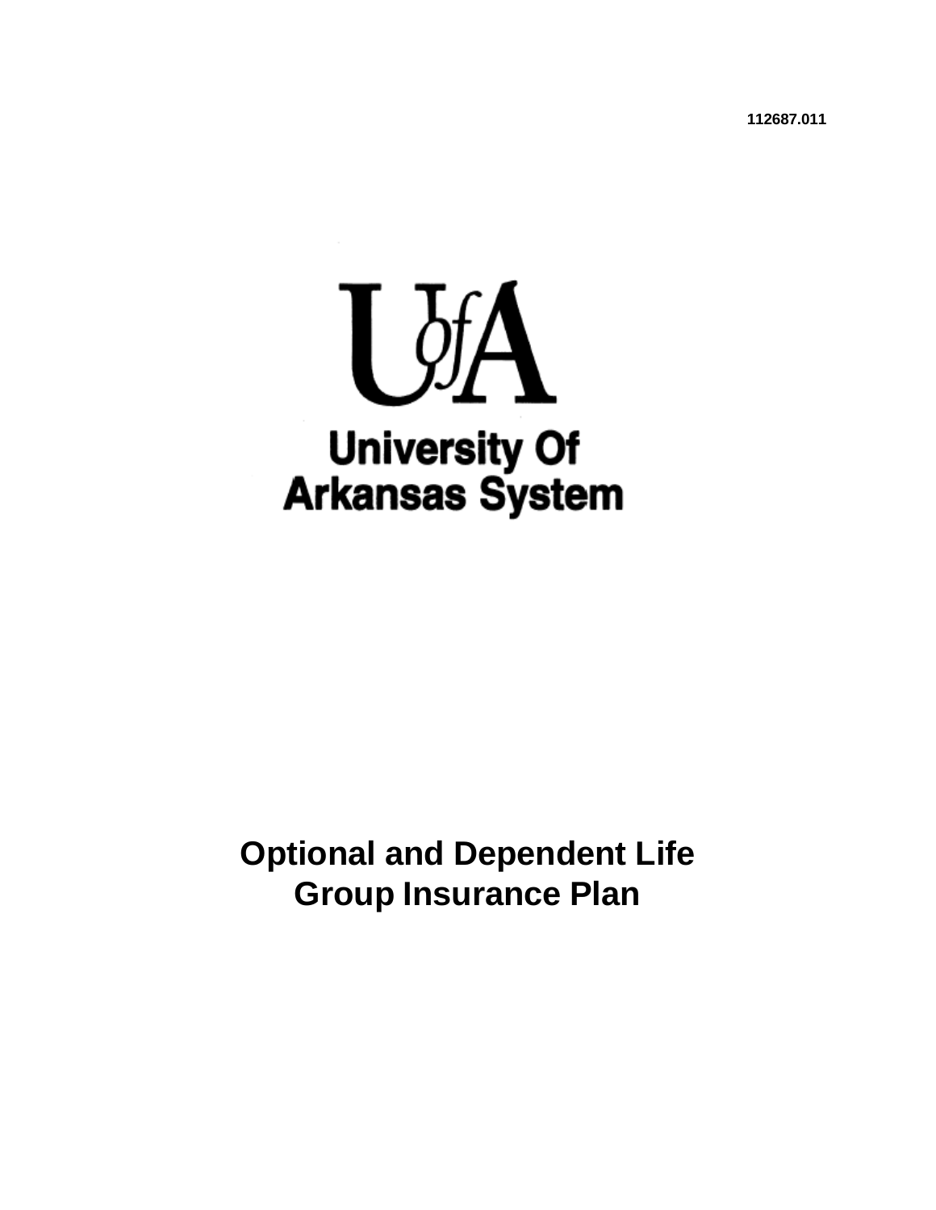112687.011

UofA

University Of
Arkansas System

# Optional and Dependent Life Group Insurance Plan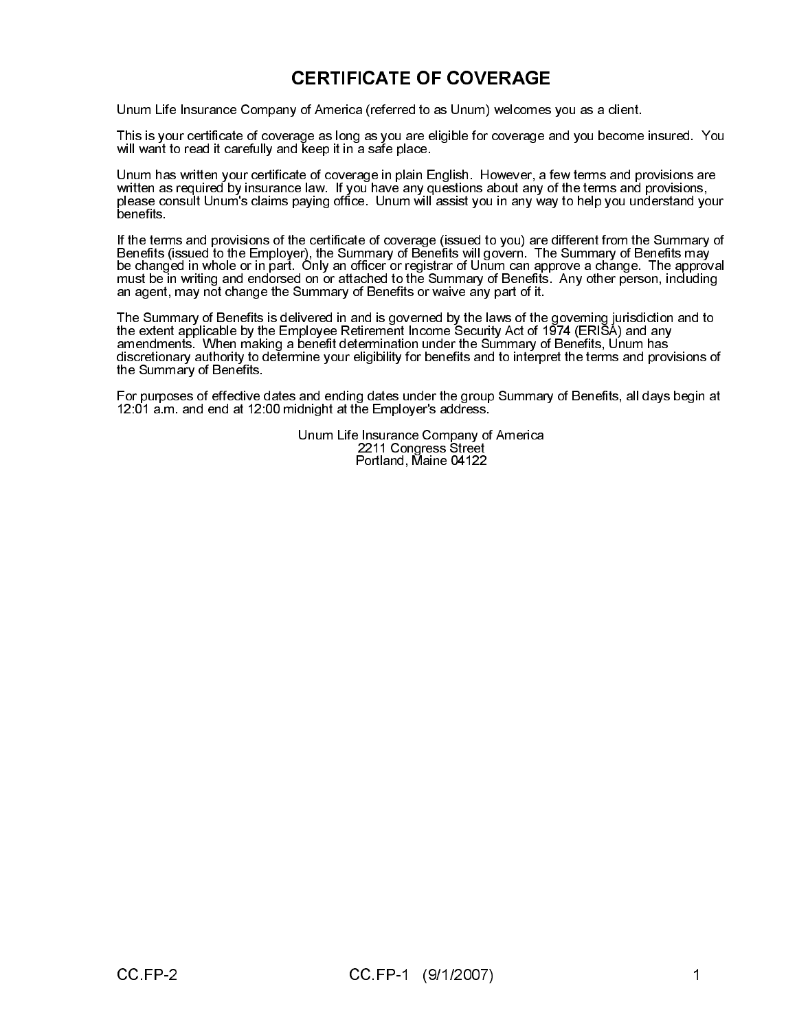# CERTIFICATE OF COVERAGE

Unum Life Insurance Company of America (referred to as Unum) welcomes you as a client.

This is your certificate of coverage as long as you are eligible for coverage and you become insured. You will want to read it carefully and keep it in a safe place.

Unum has written your certificate of coverage in plain English. However, a few terms and provisions are written as required by insurance law. If you have any questions about any of the terms and provisions, please consult Unum's claims paying office. Unum will assist you in any way to help you understand your benefits.

If the terms and provisions of the certificate of coverage (issued to you) are different from the Summary of Benefits (issued to the Employer), the Summary of Benefits will govern. The Summary of Benefits may be changed in whole or in part. Only an officer or registrar of Unum can approve a change. The approval must be in writing and endorsed on or attached to the Summary of Benefits. Any other person, including an agent, may not change the Summary of Benefits or waive any part of it.

The Summary of Benefits is delivered in and is governed by the laws of the governing jurisdiction and to the extent applicable by the Employee Retirement Income Security Act of 1974 (ERISA) and any amendments. When making a benefit determination under the Summary of Benefits, Unum has discretionary authority to determine your eligibility for benefits and to interpret the terms and provisions of the Summary of Benefits.

For purposes of effective dates and ending dates under the group Summary of Benefits, all days begin at 12:01 a.m. and end at 12:00 midnight at the Employer's address.

Unum Life Insurance Company of America
2211 Congress Street
Portland, Maine 04122

CC.FP-2 CC.FP-1 (9/1/2007)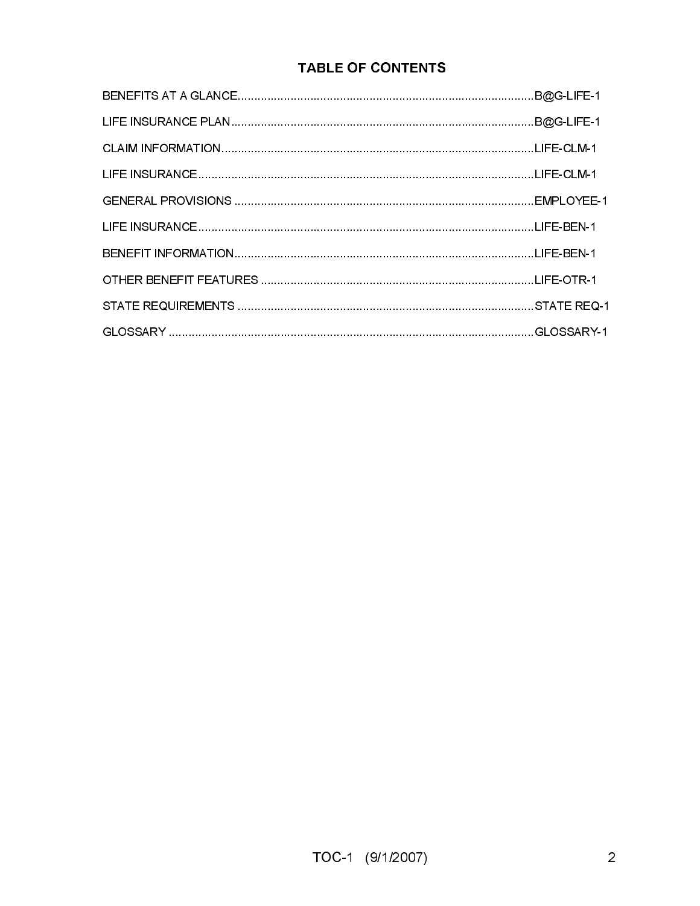# TABLE OF CONTENTS

| | |
|---|---|
| BENEFITS AT A GLANCE | B@G-LIFE-1 |
| LIFE INSURANCE PLAN | B@G-LIFE-1 |
| CLAIM INFORMATION | LIFE-CLM-1 |
| LIFE INSURANCE | LIFE-CLM-1 |
| GENERAL PROVISIONS | EMPLOYEE-1 |
| LIFE INSURANCE | LIFE-BEN-1 |
| BENEFIT INFORMATION | LIFE-BEN-1 |
| OTHER BENEFIT FEATURES | LIFE-OTR-1 |
| STATE REQUIREMENTS | STATE REQ-1 |
| GLOSSARY | GLOSSARY-1 |

TOC-1 (9/1/2007)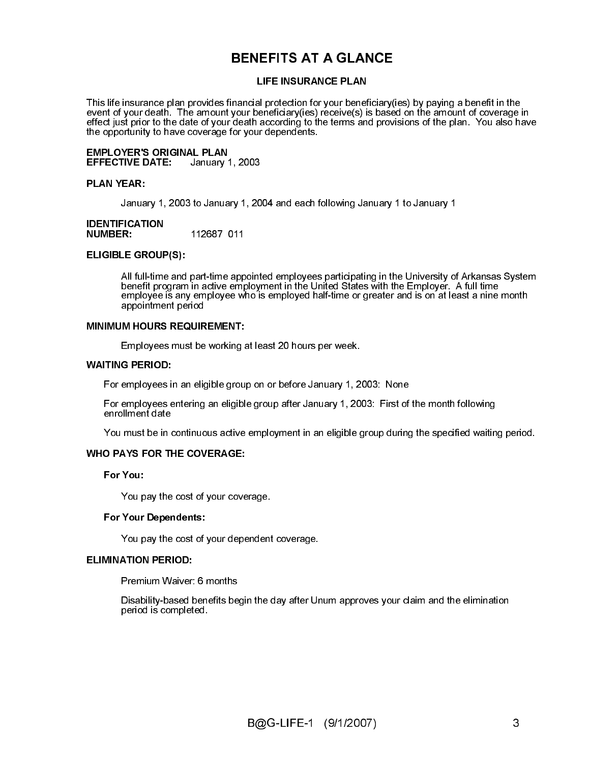# BENEFITS AT A GLANCE

## LIFE INSURANCE PLAN

This life insurance plan provides financial protection for your beneficiary(ies) by paying a benefit in the event of your death. The amount your beneficiary(ies) receive(s) is based on the amount of coverage in effect just prior to the date of your death according to the terms and provisions of the plan. You also have the opportunity to have coverage for your dependents.

**EMPLOYER'S ORIGINAL PLAN EFFECTIVE DATE:** January 1, 2003

**PLAN YEAR:**

January 1, 2003 to January 1, 2004 and each following January 1 to January 1

**IDENTIFICATION NUMBER:** 112687 011

**ELIGIBLE GROUP(S):**

All full-time and part-time appointed employees participating in the University of Arkansas System benefit program in active employment in the United States with the Employer. A full time employee is any employee who is employed half-time or greater and is on at least a nine month appointment period

**MINIMUM HOURS REQUIREMENT:**

Employees must be working at least 20 hours per week.

**WAITING PERIOD:**

For employees in an eligible group on or before January 1, 2003: None

For employees entering an eligible group after January 1, 2003: First of the month following enrollment date

You must be in continuous active employment in an eligible group during the specified waiting period.

**WHO PAYS FOR THE COVERAGE:**

**For You:**

You pay the cost of your coverage.

**For Your Dependents:**

You pay the cost of your dependent coverage.

**ELIMINATION PERIOD:**

Premium Waiver: 6 months

Disability-based benefits begin the day after Unum approves your claim and the elimination period is completed.

B@G-LIFE-1 (9/1/2007)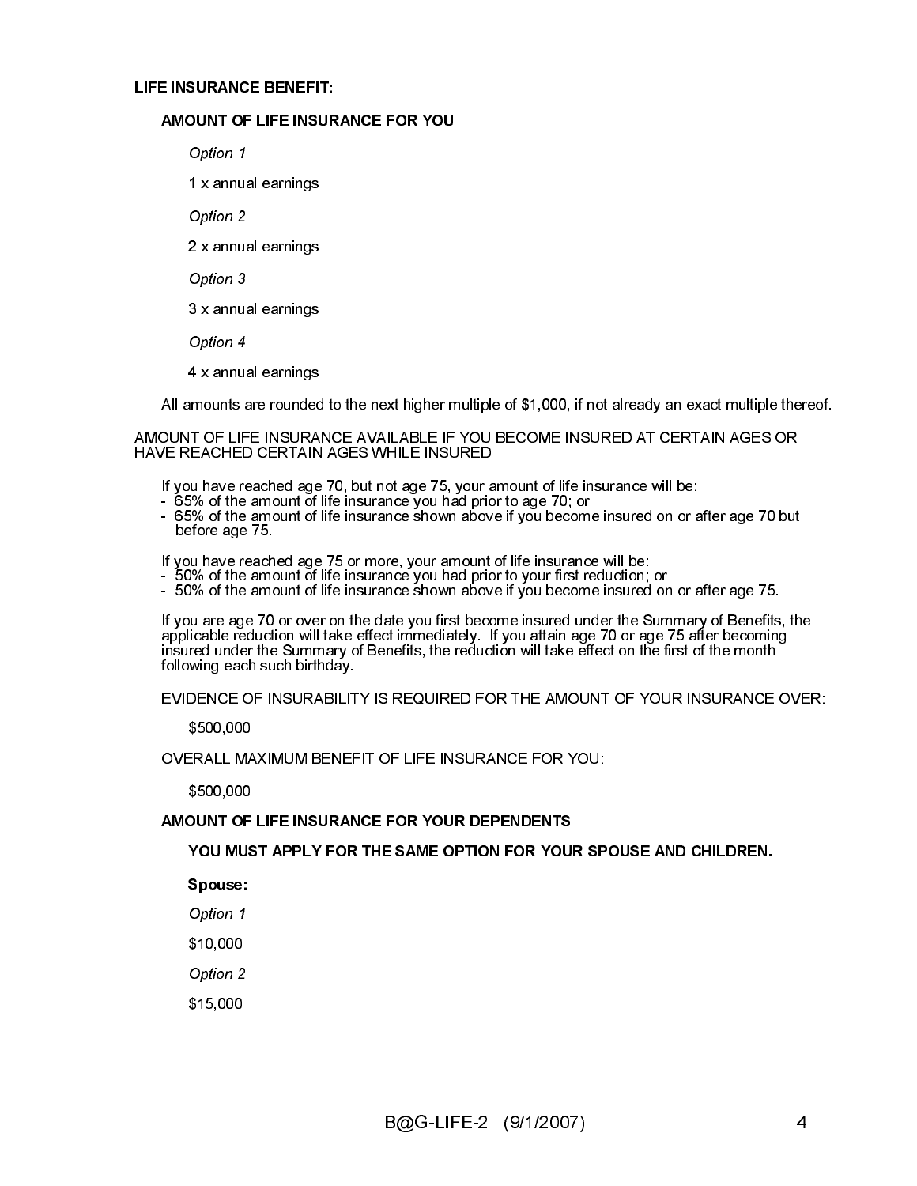**LIFE INSURANCE BENEFIT:**

**AMOUNT OF LIFE INSURANCE FOR YOU**

*Option 1*

1 x annual earnings

*Option 2*

2 x annual earnings

*Option 3*

3 x annual earnings

*Option 4*

4 x annual earnings

All amounts are rounded to the next higher multiple of $1,000, if not already an exact multiple thereof.

AMOUNT OF LIFE INSURANCE AVAILABLE IF YOU BECOME INSURED AT CERTAIN AGES OR HAVE REACHED CERTAIN AGES WHILE INSURED

If you have reached age 70, but not age 75, your amount of life insurance will be:
- 65% of the amount of life insurance you had prior to age 70; or
- 65% of the amount of life insurance shown above if you become insured on or after age 70 but before age 75.

If you have reached age 75 or more, your amount of life insurance will be:
- 50% of the amount of life insurance you had prior to your first reduction; or
- 50% of the amount of life insurance shown above if you become insured on or after age 75.

If you are age 70 or over on the date you first become insured under the Summary of Benefits, the applicable reduction will take effect immediately. If you attain age 70 or age 75 after becoming insured under the Summary of Benefits, the reduction will take effect on the first of the month following each such birthday.

EVIDENCE OF INSURABILITY IS REQUIRED FOR THE AMOUNT OF YOUR INSURANCE OVER:

$500,000

OVERALL MAXIMUM BENEFIT OF LIFE INSURANCE FOR YOU:

$500,000

**AMOUNT OF LIFE INSURANCE FOR YOUR DEPENDENTS**

**YOU MUST APPLY FOR THE SAME OPTION FOR YOUR SPOUSE AND CHILDREN.**

**Spouse:**

*Option 1*

$10,000

*Option 2*

$15,000

B@G-LIFE-2 (9/1/2007)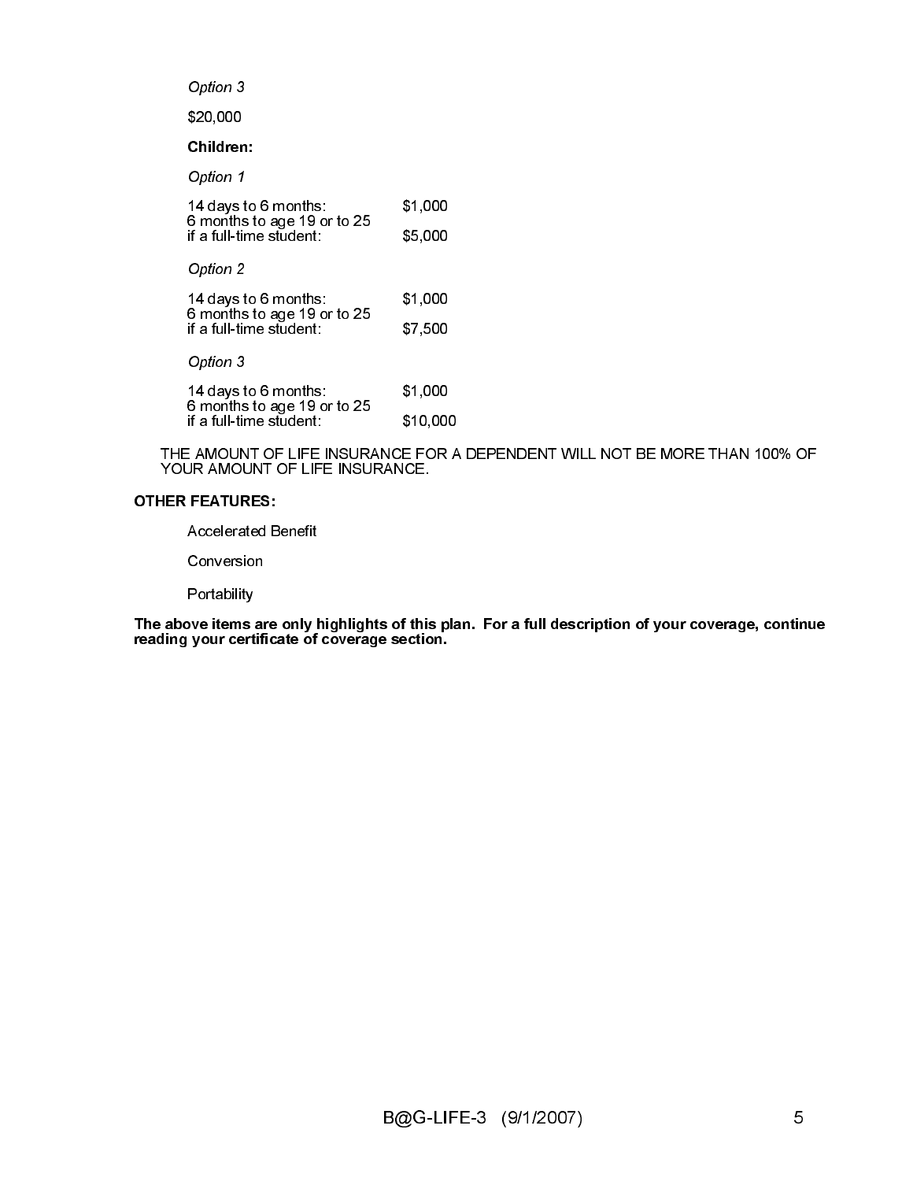*Option 3*

$20,000

**Children:**

*Option 1*

| | |
|---|---|
| 14 days to 6 months: | $1,000 |
| 6 months to age 19 or to 25 if a full-time student: | $5,000 |

*Option 2*

| | |
|---|---|
| 14 days to 6 months: | $1,000 |
| 6 months to age 19 or to 25 if a full-time student: | $7,500 |

*Option 3*

| | |
|---|---|
| 14 days to 6 months: | $1,000 |
| 6 months to age 19 or to 25 if a full-time student: | $10,000 |

THE AMOUNT OF LIFE INSURANCE FOR A DEPENDENT WILL NOT BE MORE THAN 100% OF YOUR AMOUNT OF LIFE INSURANCE.

**OTHER FEATURES:**

Accelerated Benefit

Conversion

Portability

**The above items are only highlights of this plan. For a full description of your coverage, continue reading your certificate of coverage section.**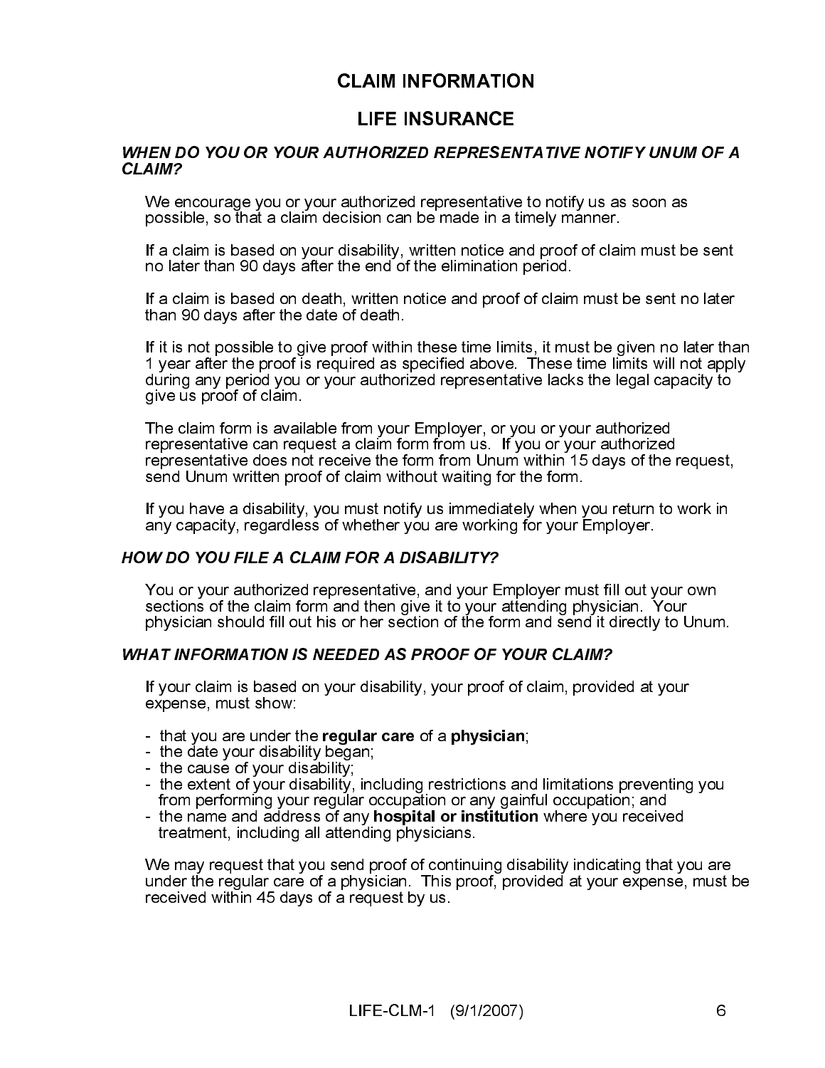# CLAIM INFORMATION

## LIFE INSURANCE

### *WHEN DO YOU OR YOUR AUTHORIZED REPRESENTATIVE NOTIFY UNUM OF A CLAIM?*

We encourage you or your authorized representative to notify us as soon as possible, so that a claim decision can be made in a timely manner.

If a claim is based on your disability, written notice and proof of claim must be sent no later than 90 days after the end of the elimination period.

If a claim is based on death, written notice and proof of claim must be sent no later than 90 days after the date of death.

If it is not possible to give proof within these time limits, it must be given no later than 1 year after the proof is required as specified above. These time limits will not apply during any period you or your authorized representative lacks the legal capacity to give us proof of claim.

The claim form is available from your Employer, or you or your authorized representative can request a claim form from us. If you or your authorized representative does not receive the form from Unum within 15 days of the request, send Unum written proof of claim without waiting for the form.

If you have a disability, you must notify us immediately when you return to work in any capacity, regardless of whether you are working for your Employer.

### *HOW DO YOU FILE A CLAIM FOR A DISABILITY?*

You or your authorized representative, and your Employer must fill out your own sections of the claim form and then give it to your attending physician. Your physician should fill out his or her section of the form and send it directly to Unum.

### *WHAT INFORMATION IS NEEDED AS PROOF OF YOUR CLAIM?*

If your claim is based on your disability, your proof of claim, provided at your expense, must show:

- that you are under the **regular care** of a **physician**;
- the date your disability began;
- the cause of your disability;
- the extent of your disability, including restrictions and limitations preventing you from performing your regular occupation or any gainful occupation; and
- the name and address of any **hospital or institution** where you received treatment, including all attending physicians.

We may request that you send proof of continuing disability indicating that you are under the regular care of a physician. This proof, provided at your expense, must be received within 45 days of a request by us.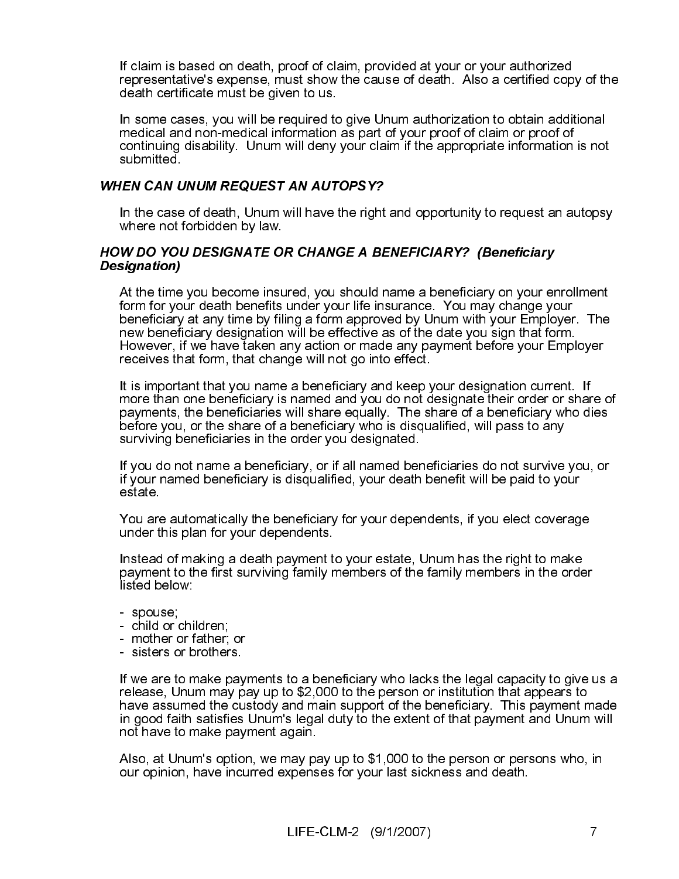If claim is based on death, proof of claim, provided at your or your authorized representative's expense, must show the cause of death. Also a certified copy of the death certificate must be given to us.

In some cases, you will be required to give Unum authorization to obtain additional medical and non-medical information as part of your proof of claim or proof of continuing disability. Unum will deny your claim if the appropriate information is not submitted.

### *WHEN CAN UNUM REQUEST AN AUTOPSY?*

In the case of death, Unum will have the right and opportunity to request an autopsy where not forbidden by law.

### *HOW DO YOU DESIGNATE OR CHANGE A BENEFICIARY? (Beneficiary Designation)*

At the time you become insured, you should name a beneficiary on your enrollment form for your death benefits under your life insurance. You may change your beneficiary at any time by filing a form approved by Unum with your Employer. The new beneficiary designation will be effective as of the date you sign that form. However, if we have taken any action or made any payment before your Employer receives that form, that change will not go into effect.

It is important that you name a beneficiary and keep your designation current. If more than one beneficiary is named and you do not designate their order or share of payments, the beneficiaries will share equally. The share of a beneficiary who dies before you, or the share of a beneficiary who is disqualified, will pass to any surviving beneficiaries in the order you designated.

If you do not name a beneficiary, or if all named beneficiaries do not survive you, or if your named beneficiary is disqualified, your death benefit will be paid to your estate.

You are automatically the beneficiary for your dependents, if you elect coverage under this plan for your dependents.

Instead of making a death payment to your estate, Unum has the right to make payment to the first surviving family members of the family members in the order listed below:

- spouse;
- child or children;
- mother or father; or
- sisters or brothers.

If we are to make payments to a beneficiary who lacks the legal capacity to give us a release, Unum may pay up to $2,000 to the person or institution that appears to have assumed the custody and main support of the beneficiary. This payment made in good faith satisfies Unum's legal duty to the extent of that payment and Unum will not have to make payment again.

Also, at Unum's option, we may pay up to $1,000 to the person or persons who, in our opinion, have incurred expenses for your last sickness and death.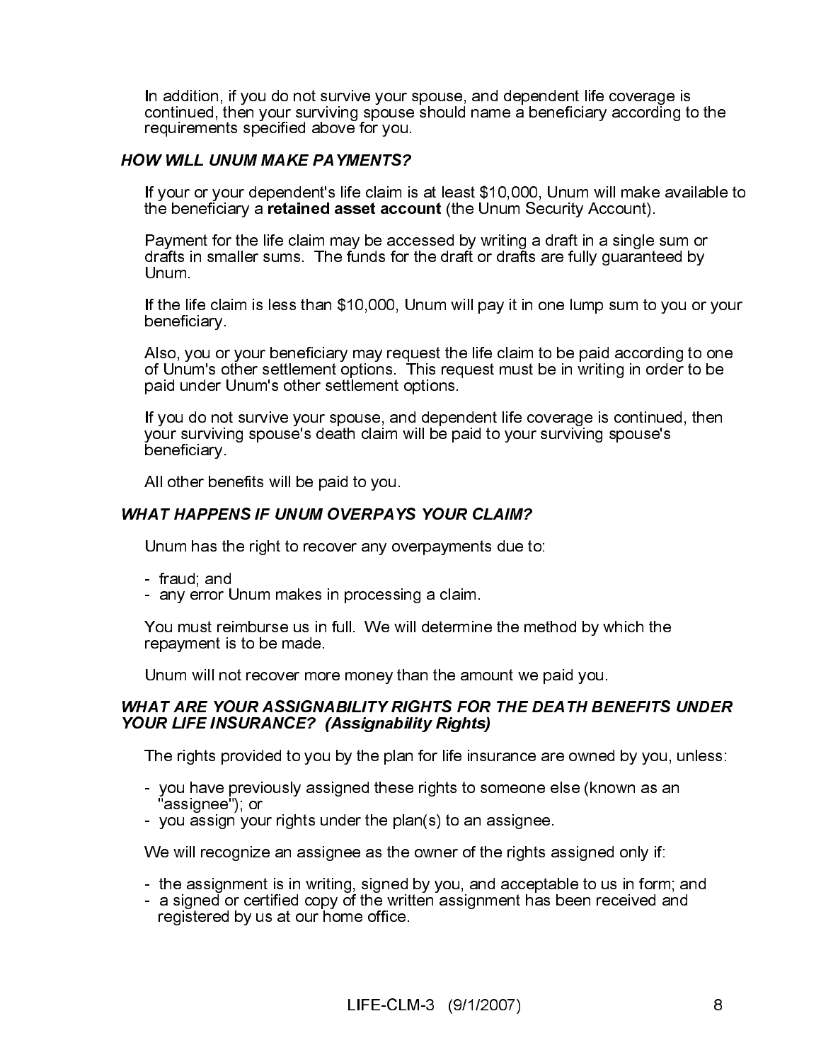In addition, if you do not survive your spouse, and dependent life coverage is continued, then your surviving spouse should name a beneficiary according to the requirements specified above for you.

### *HOW WILL UNUM MAKE PAYMENTS?*

If your or your dependent's life claim is at least $10,000, Unum will make available to the beneficiary a **retained asset account** (the Unum Security Account).

Payment for the life claim may be accessed by writing a draft in a single sum or drafts in smaller sums. The funds for the draft or drafts are fully guaranteed by Unum.

If the life claim is less than $10,000, Unum will pay it in one lump sum to you or your beneficiary.

Also, you or your beneficiary may request the life claim to be paid according to one of Unum's other settlement options. This request must be in writing in order to be paid under Unum's other settlement options.

If you do not survive your spouse, and dependent life coverage is continued, then your surviving spouse's death claim will be paid to your surviving spouse's beneficiary.

All other benefits will be paid to you.

### *WHAT HAPPENS IF UNUM OVERPAYS YOUR CLAIM?*

Unum has the right to recover any overpayments due to:

- fraud; and
- any error Unum makes in processing a claim.

You must reimburse us in full. We will determine the method by which the repayment is to be made.

Unum will not recover more money than the amount we paid you.

### *WHAT ARE YOUR ASSIGNABILITY RIGHTS FOR THE DEATH BENEFITS UNDER YOUR LIFE INSURANCE? (Assignability Rights)*

The rights provided to you by the plan for life insurance are owned by you, unless:

- you have previously assigned these rights to someone else (known as an "assignee"); or
- you assign your rights under the plan(s) to an assignee.

We will recognize an assignee as the owner of the rights assigned only if:

- the assignment is in writing, signed by you, and acceptable to us in form; and
- a signed or certified copy of the written assignment has been received and registered by us at our home office.

LIFE-CLM-3 (9/1/2007)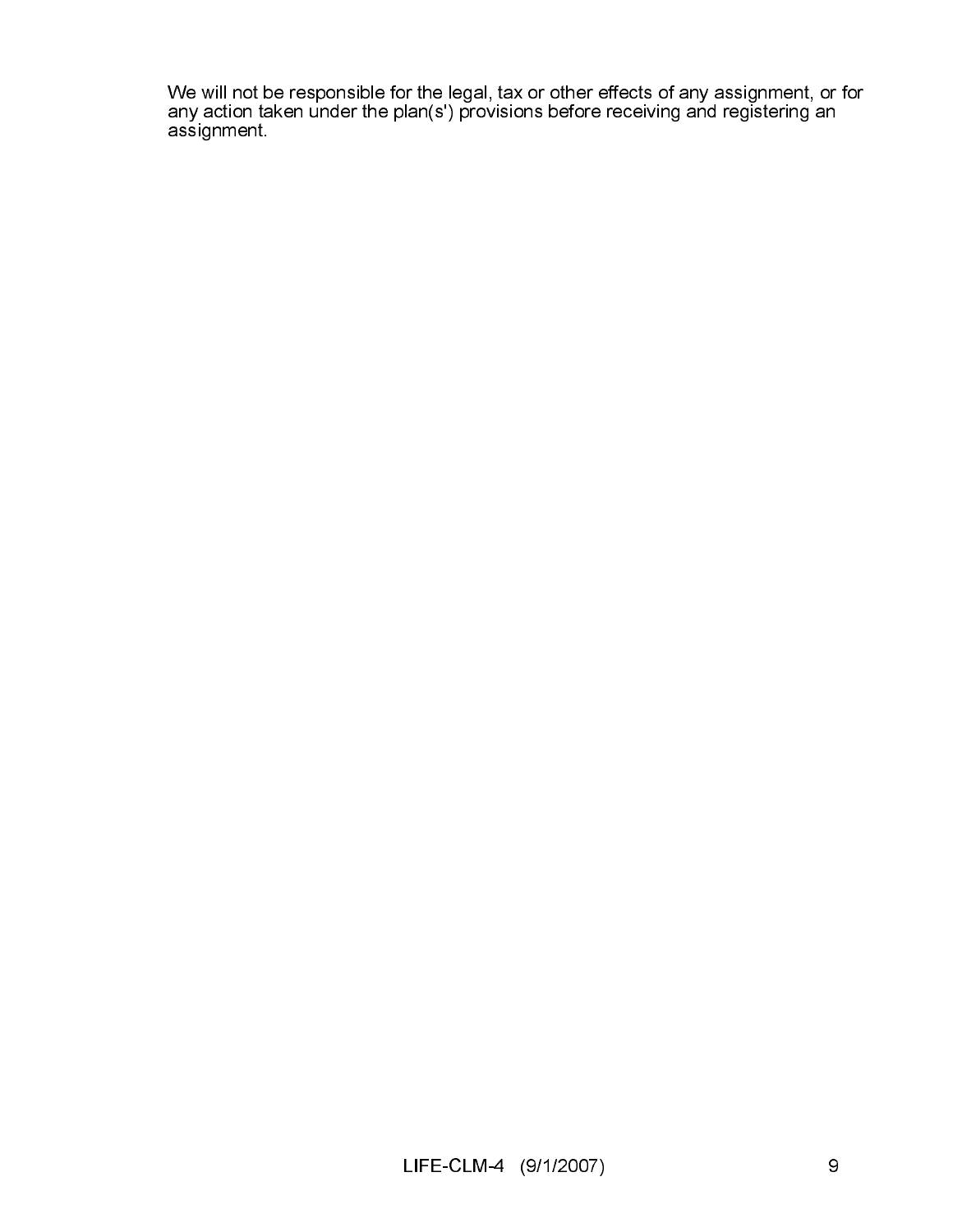We will not be responsible for the legal, tax or other effects of any assignment, or for any action taken under the plan(s') provisions before receiving and registering an assignment.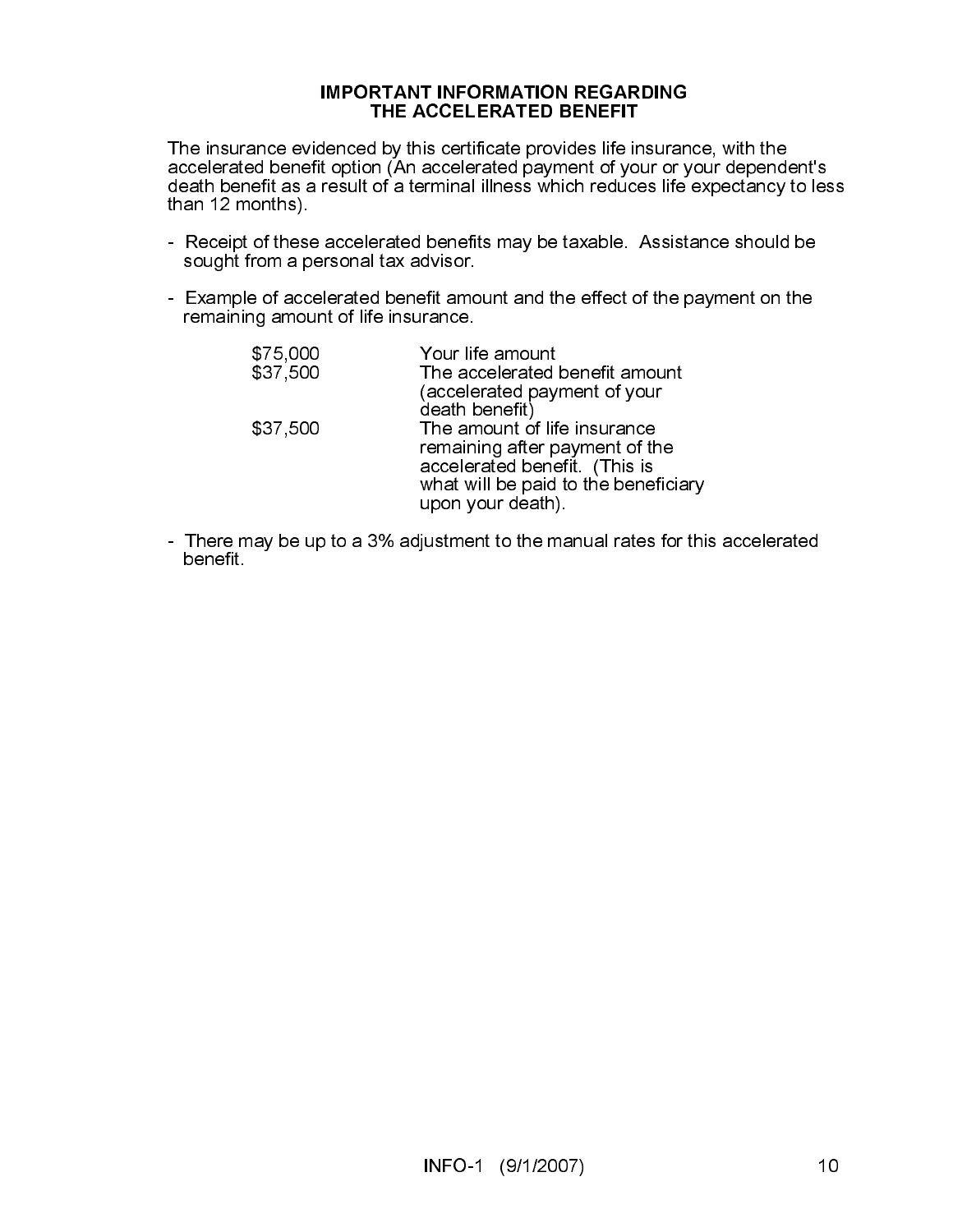# IMPORTANT INFORMATION REGARDING THE ACCELERATED BENEFIT

The insurance evidenced by this certificate provides life insurance, with the accelerated benefit option (An accelerated payment of your or your dependent's death benefit as a result of a terminal illness which reduces life expectancy to less than 12 months).

- Receipt of these accelerated benefits may be taxable. Assistance should be sought from a personal tax advisor.
- Example of accelerated benefit amount and the effect of the payment on the remaining amount of life insurance.

| | |
|---|---|
| \$75,000 | Your life amount |
| \$37,500 | The accelerated benefit amount (accelerated payment of your death benefit) |
| \$37,500 | The amount of life insurance remaining after payment of the accelerated benefit. (This is what will be paid to the beneficiary upon your death). |

- There may be up to a 3% adjustment to the manual rates for this accelerated benefit.

INFO-1 (9/1/2007)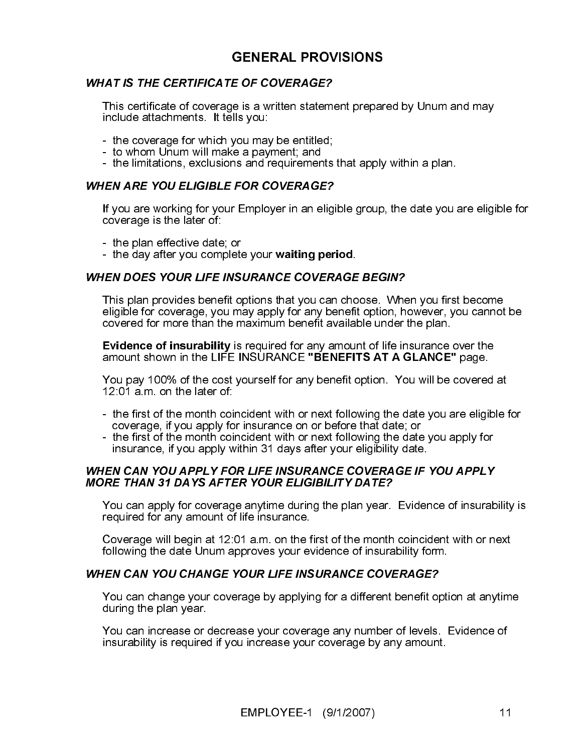## GENERAL PROVISIONS

### *WHAT IS THE CERTIFICATE OF COVERAGE?*

This certificate of coverage is a written statement prepared by Unum and may include attachments. It tells you:

- the coverage for which you may be entitled;
- to whom Unum will make a payment; and
- the limitations, exclusions and requirements that apply within a plan.

### *WHEN ARE YOU ELIGIBLE FOR COVERAGE?*

If you are working for your Employer in an eligible group, the date you are eligible for coverage is the later of:

- the plan effective date; or
- the day after you complete your **waiting period**.

### *WHEN DOES YOUR LIFE INSURANCE COVERAGE BEGIN?*

This plan provides benefit options that you can choose. When you first become eligible for coverage, you may apply for any benefit option, however, you cannot be covered for more than the maximum benefit available under the plan.

**Evidence of insurability** is required for any amount of life insurance over the amount shown in the LIFE INSURANCE **"BENEFITS AT A GLANCE"** page.

You pay 100% of the cost yourself for any benefit option. You will be covered at 12:01 a.m. on the later of:

- the first of the month coincident with or next following the date you are eligible for coverage, if you apply for insurance on or before that date; or
- the first of the month coincident with or next following the date you apply for insurance, if you apply within 31 days after your eligibility date.

### *WHEN CAN YOU APPLY FOR LIFE INSURANCE COVERAGE IF YOU APPLY MORE THAN 31 DAYS AFTER YOUR ELIGIBILITY DATE?*

You can apply for coverage anytime during the plan year. Evidence of insurability is required for any amount of life insurance.

Coverage will begin at 12:01 a.m. on the first of the month coincident with or next following the date Unum approves your evidence of insurability form.

### *WHEN CAN YOU CHANGE YOUR LIFE INSURANCE COVERAGE?*

You can change your coverage by applying for a different benefit option at anytime during the plan year.

You can increase or decrease your coverage any number of levels. Evidence of insurability is required if you increase your coverage by any amount.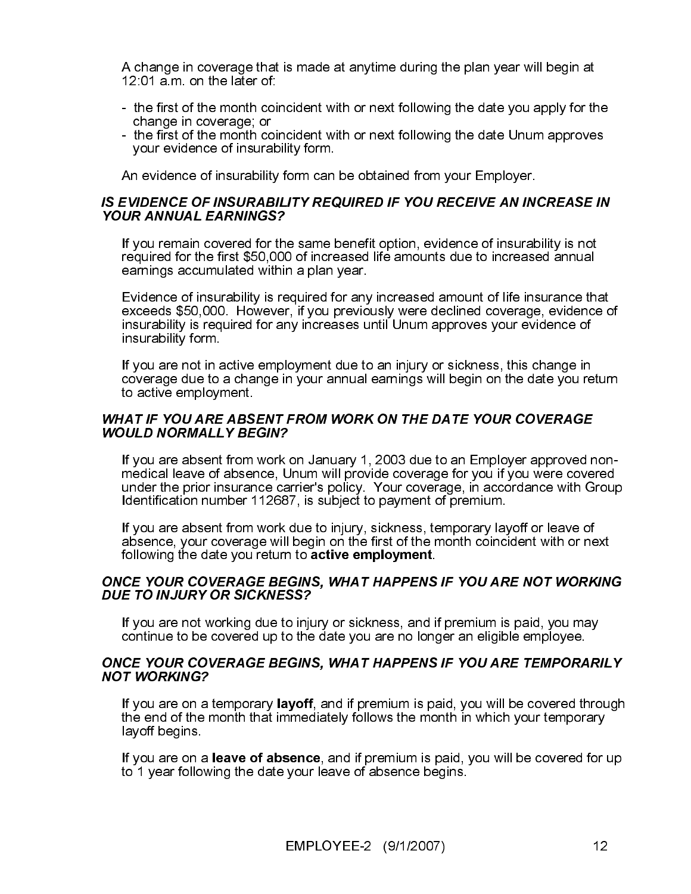A change in coverage that is made at anytime during the plan year will begin at 12:01 a.m. on the later of:

- the first of the month coincident with or next following the date you apply for the change in coverage; or
- the first of the month coincident with or next following the date Unum approves your evidence of insurability form.

An evidence of insurability form can be obtained from your Employer.

### *IS EVIDENCE OF INSURABILITY REQUIRED IF YOU RECEIVE AN INCREASE IN YOUR ANNUAL EARNINGS?*

If you remain covered for the same benefit option, evidence of insurability is not required for the first $50,000 of increased life amounts due to increased annual earnings accumulated within a plan year.

Evidence of insurability is required for any increased amount of life insurance that exceeds $50,000. However, if you previously were declined coverage, evidence of insurability is required for any increases until Unum approves your evidence of insurability form.

If you are not in active employment due to an injury or sickness, this change in coverage due to a change in your annual earnings will begin on the date you return to active employment.

### *WHAT IF YOU ARE ABSENT FROM WORK ON THE DATE YOUR COVERAGE WOULD NORMALLY BEGIN?*

If you are absent from work on January 1, 2003 due to an Employer approved non-medical leave of absence, Unum will provide coverage for you if you were covered under the prior insurance carrier's policy. Your coverage, in accordance with Group Identification number 112687, is subject to payment of premium.

If you are absent from work due to injury, sickness, temporary layoff or leave of absence, your coverage will begin on the first of the month coincident with or next following the date you return to **active employment**.

### *ONCE YOUR COVERAGE BEGINS, WHAT HAPPENS IF YOU ARE NOT WORKING DUE TO INJURY OR SICKNESS?*

If you are not working due to injury or sickness, and if premium is paid, you may continue to be covered up to the date you are no longer an eligible employee.

### *ONCE YOUR COVERAGE BEGINS, WHAT HAPPENS IF YOU ARE TEMPORARILY NOT WORKING?*

If you are on a temporary **layoff**, and if premium is paid, you will be covered through the end of the month that immediately follows the month in which your temporary layoff begins.

If you are on a **leave of absence**, and if premium is paid, you will be covered for up to 1 year following the date your leave of absence begins.

EMPLOYEE-2 (9/1/2007)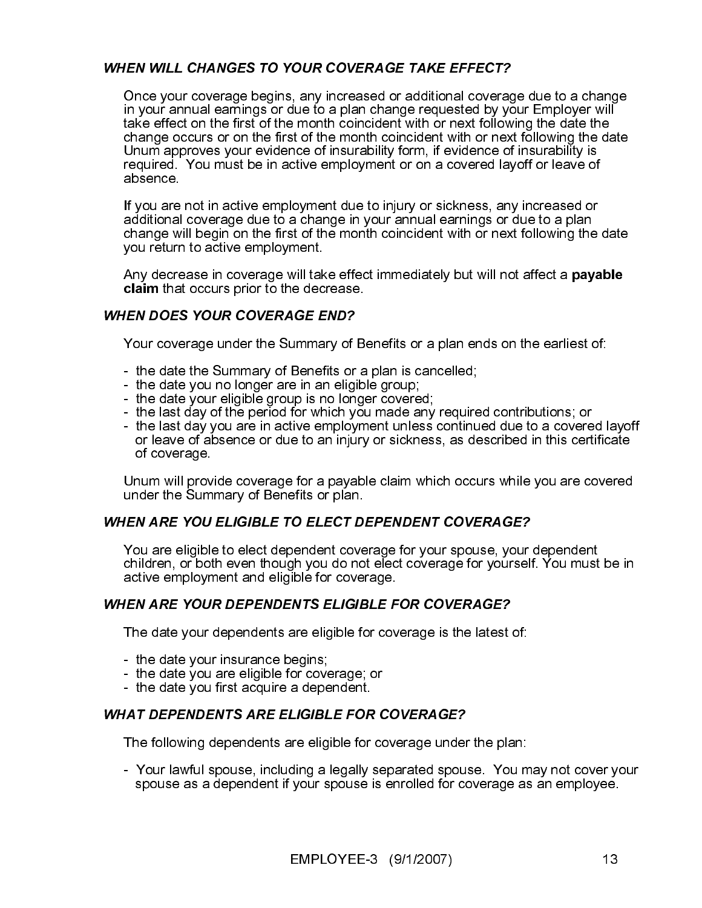### *WHEN WILL CHANGES TO YOUR COVERAGE TAKE EFFECT?*

Once your coverage begins, any increased or additional coverage due to a change in your annual earnings or due to a plan change requested by your Employer will take effect on the first of the month coincident with or next following the date the change occurs or on the first of the month coincident with or next following the date Unum approves your evidence of insurability form, if evidence of insurability is required. You must be in active employment or on a covered layoff or leave of absence.

If you are not in active employment due to injury or sickness, any increased or additional coverage due to a change in your annual earnings or due to a plan change will begin on the first of the month coincident with or next following the date you return to active employment.

Any decrease in coverage will take effect immediately but will not affect a **payable claim** that occurs prior to the decrease.

### *WHEN DOES YOUR COVERAGE END?*

Your coverage under the Summary of Benefits or a plan ends on the earliest of:

- the date the Summary of Benefits or a plan is cancelled;
- the date you no longer are in an eligible group;
- the date your eligible group is no longer covered;
- the last day of the period for which you made any required contributions; or
- the last day you are in active employment unless continued due to a covered layoff or leave of absence or due to an injury or sickness, as described in this certificate of coverage.

Unum will provide coverage for a payable claim which occurs while you are covered under the Summary of Benefits or plan.

### *WHEN ARE YOU ELIGIBLE TO ELECT DEPENDENT COVERAGE?*

You are eligible to elect dependent coverage for your spouse, your dependent children, or both even though you do not elect coverage for yourself. You must be in active employment and eligible for coverage.

### *WHEN ARE YOUR DEPENDENTS ELIGIBLE FOR COVERAGE?*

The date your dependents are eligible for coverage is the latest of:

- the date your insurance begins;
- the date you are eligible for coverage; or
- the date you first acquire a dependent.

### *WHAT DEPENDENTS ARE ELIGIBLE FOR COVERAGE?*

The following dependents are eligible for coverage under the plan:

- Your lawful spouse, including a legally separated spouse. You may not cover your spouse as a dependent if your spouse is enrolled for coverage as an employee.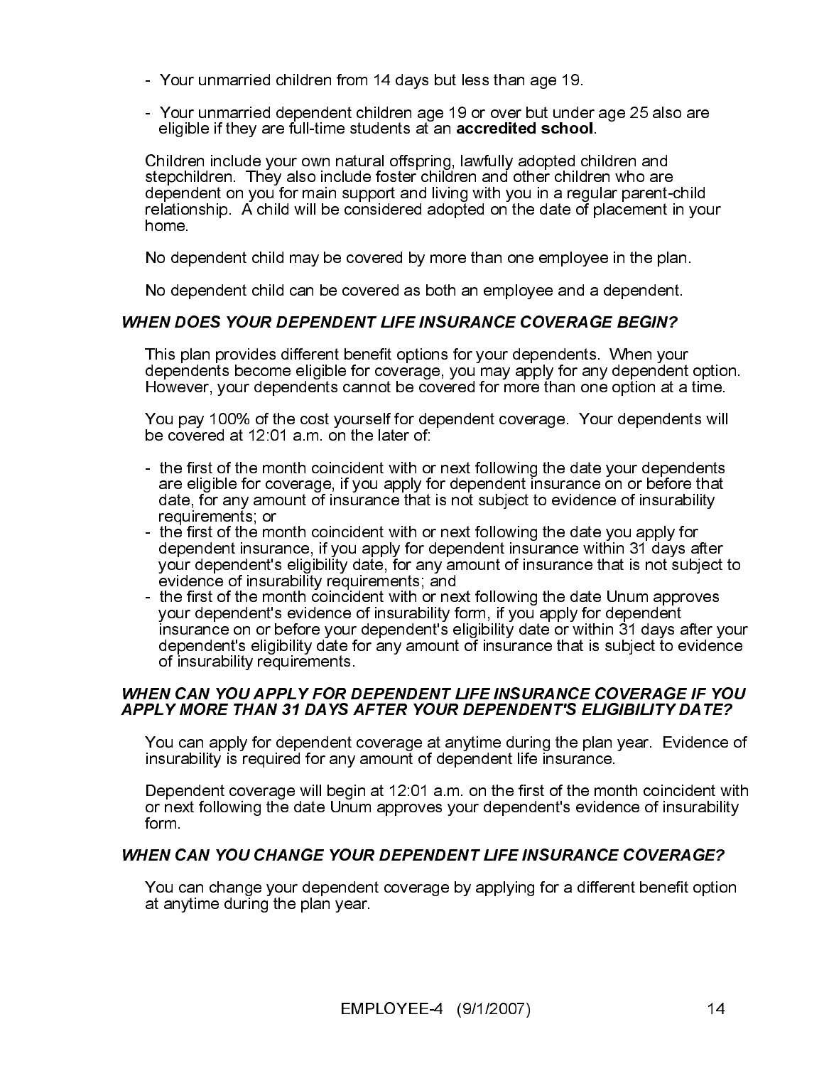- Your unmarried children from 14 days but less than age 19.
- Your unmarried dependent children age 19 or over but under age 25 also are eligible if they are full-time students at an **accredited school**.

Children include your own natural offspring, lawfully adopted children and stepchildren. They also include foster children and other children who are dependent on you for main support and living with you in a regular parent-child relationship. A child will be considered adopted on the date of placement in your home.

No dependent child may be covered by more than one employee in the plan.

No dependent child can be covered as both an employee and a dependent.

### *WHEN DOES YOUR DEPENDENT LIFE INSURANCE COVERAGE BEGIN?*

This plan provides different benefit options for your dependents. When your dependents become eligible for coverage, you may apply for any dependent option. However, your dependents cannot be covered for more than one option at a time.

You pay 100% of the cost yourself for dependent coverage. Your dependents will be covered at 12:01 a.m. on the later of:

- the first of the month coincident with or next following the date your dependents are eligible for coverage, if you apply for dependent insurance on or before that date, for any amount of insurance that is not subject to evidence of insurability requirements; or
- the first of the month coincident with or next following the date you apply for dependent insurance, if you apply for dependent insurance within 31 days after your dependent's eligibility date, for any amount of insurance that is not subject to evidence of insurability requirements; and
- the first of the month coincident with or next following the date Unum approves your dependent's evidence of insurability form, if you apply for dependent insurance on or before your dependent's eligibility date or within 31 days after your dependent's eligibility date for any amount of insurance that is subject to evidence of insurability requirements.

### *WHEN CAN YOU APPLY FOR DEPENDENT LIFE INSURANCE COVERAGE IF YOU APPLY MORE THAN 31 DAYS AFTER YOUR DEPENDENT'S ELIGIBILITY DATE?*

You can apply for dependent coverage at anytime during the plan year. Evidence of insurability is required for any amount of dependent life insurance.

Dependent coverage will begin at 12:01 a.m. on the first of the month coincident with or next following the date Unum approves your dependent's evidence of insurability form.

### *WHEN CAN YOU CHANGE YOUR DEPENDENT LIFE INSURANCE COVERAGE?*

You can change your dependent coverage by applying for a different benefit option at anytime during the plan year.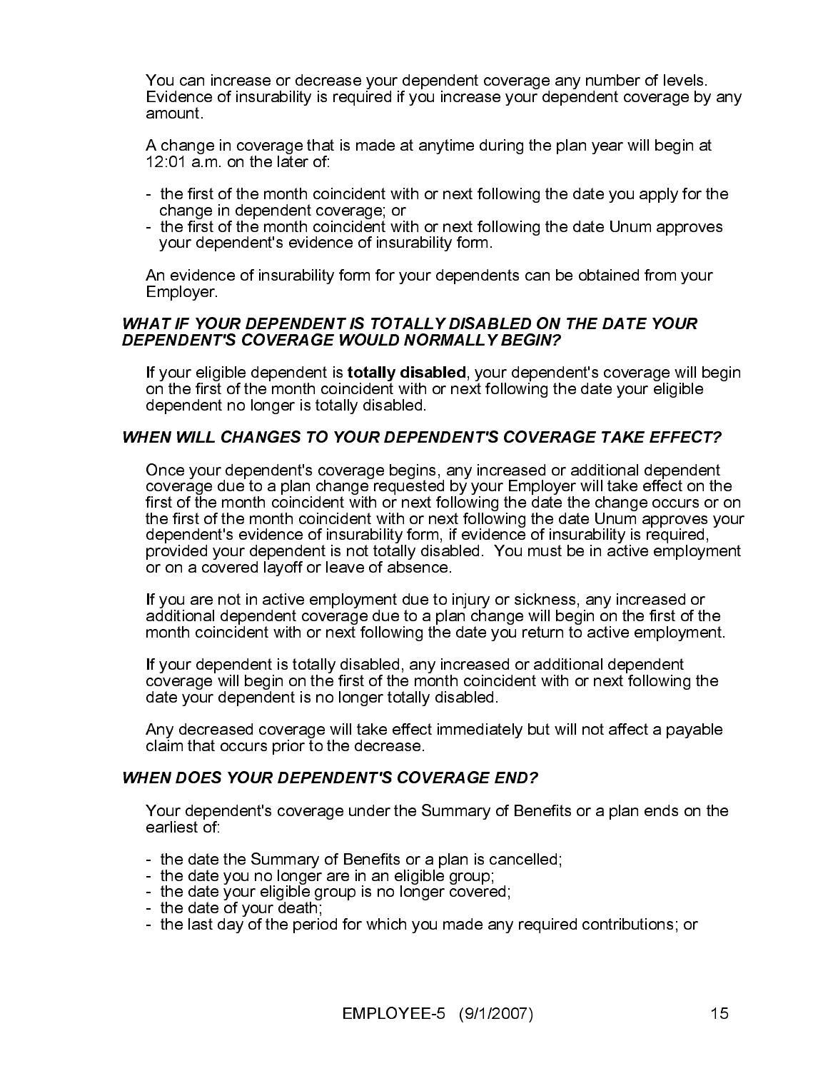You can increase or decrease your dependent coverage any number of levels. Evidence of insurability is required if you increase your dependent coverage by any amount.

A change in coverage that is made at anytime during the plan year will begin at 12:01 a.m. on the later of:

- the first of the month coincident with or next following the date you apply for the change in dependent coverage; or
- the first of the month coincident with or next following the date Unum approves your dependent's evidence of insurability form.

An evidence of insurability form for your dependents can be obtained from your Employer.

### *WHAT IF YOUR DEPENDENT IS TOTALLY DISABLED ON THE DATE YOUR DEPENDENT'S COVERAGE WOULD NORMALLY BEGIN?*

If your eligible dependent is **totally disabled**, your dependent's coverage will begin on the first of the month coincident with or next following the date your eligible dependent no longer is totally disabled.

### *WHEN WILL CHANGES TO YOUR DEPENDENT'S COVERAGE TAKE EFFECT?*

Once your dependent's coverage begins, any increased or additional dependent coverage due to a plan change requested by your Employer will take effect on the first of the month coincident with or next following the date the change occurs or on the first of the month coincident with or next following the date Unum approves your dependent's evidence of insurability form, if evidence of insurability is required, provided your dependent is not totally disabled. You must be in active employment or on a covered layoff or leave of absence.

If you are not in active employment due to injury or sickness, any increased or additional dependent coverage due to a plan change will begin on the first of the month coincident with or next following the date you return to active employment.

If your dependent is totally disabled, any increased or additional dependent coverage will begin on the first of the month coincident with or next following the date your dependent is no longer totally disabled.

Any decreased coverage will take effect immediately but will not affect a payable claim that occurs prior to the decrease.

### *WHEN DOES YOUR DEPENDENT'S COVERAGE END?*

Your dependent's coverage under the Summary of Benefits or a plan ends on the earliest of:

- the date the Summary of Benefits or a plan is cancelled;
- the date you no longer are in an eligible group;
- the date your eligible group is no longer covered;
- the date of your death;
- the last day of the period for which you made any required contributions; or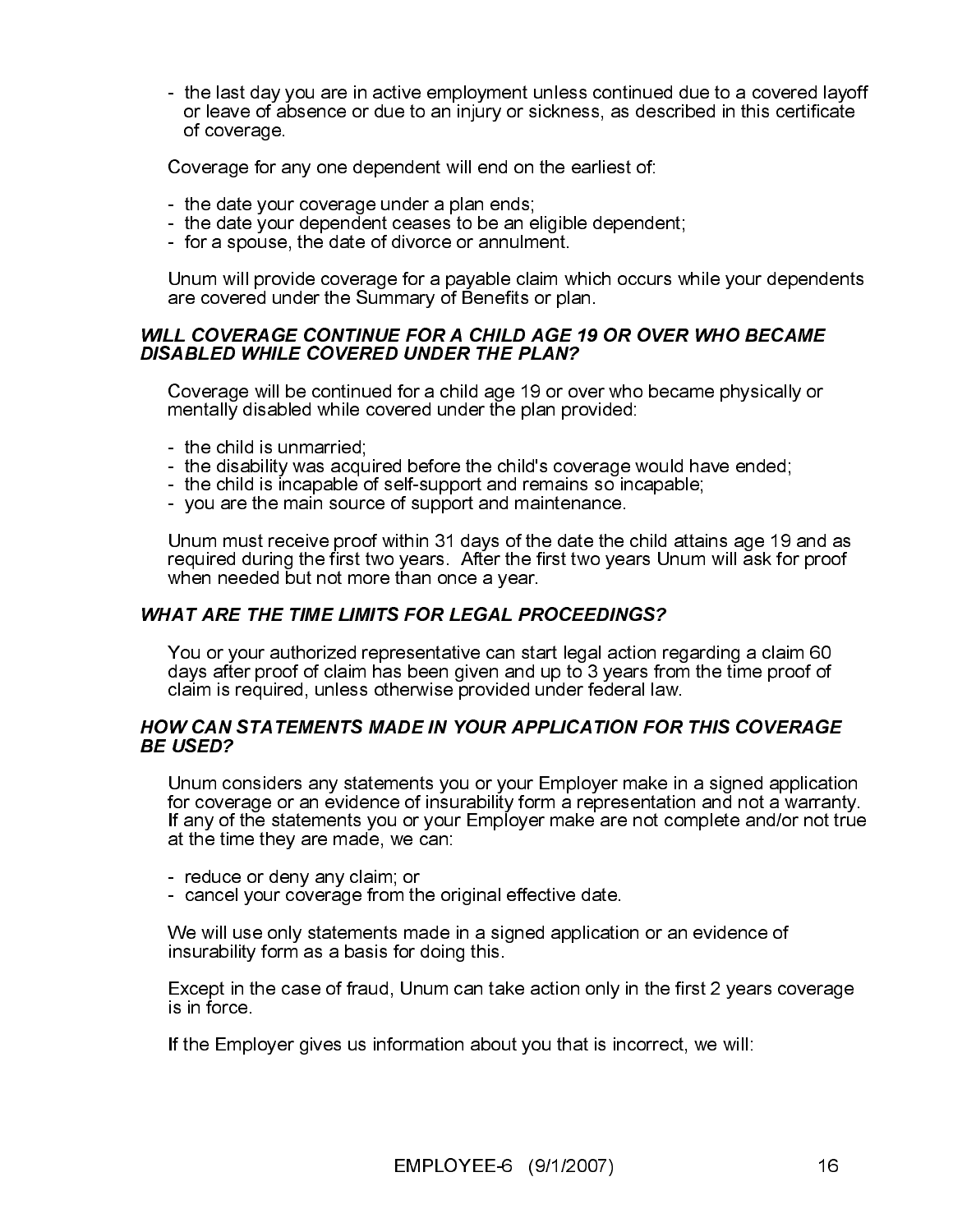- the last day you are in active employment unless continued due to a covered layoff or leave of absence or due to an injury or sickness, as described in this certificate of coverage.

Coverage for any one dependent will end on the earliest of:

- the date your coverage under a plan ends;
- the date your dependent ceases to be an eligible dependent;
- for a spouse, the date of divorce or annulment.

Unum will provide coverage for a payable claim which occurs while your dependents are covered under the Summary of Benefits or plan.

### *WILL COVERAGE CONTINUE FOR A CHILD AGE 19 OR OVER WHO BECAME DISABLED WHILE COVERED UNDER THE PLAN?*

Coverage will be continued for a child age 19 or over who became physically or mentally disabled while covered under the plan provided:

- the child is unmarried;
- the disability was acquired before the child's coverage would have ended;
- the child is incapable of self-support and remains so incapable;
- you are the main source of support and maintenance.

Unum must receive proof within 31 days of the date the child attains age 19 and as required during the first two years. After the first two years Unum will ask for proof when needed but not more than once a year.

### *WHAT ARE THE TIME LIMITS FOR LEGAL PROCEEDINGS?*

You or your authorized representative can start legal action regarding a claim 60 days after proof of claim has been given and up to 3 years from the time proof of claim is required, unless otherwise provided under federal law.

### *HOW CAN STATEMENTS MADE IN YOUR APPLICATION FOR THIS COVERAGE BE USED?*

Unum considers any statements you or your Employer make in a signed application for coverage or an evidence of insurability form a representation and not a warranty. If any of the statements you or your Employer make are not complete and/or not true at the time they are made, we can:

- reduce or deny any claim; or
- cancel your coverage from the original effective date.

We will use only statements made in a signed application or an evidence of insurability form as a basis for doing this.

Except in the case of fraud, Unum can take action only in the first 2 years coverage is in force.

If the Employer gives us information about you that is incorrect, we will: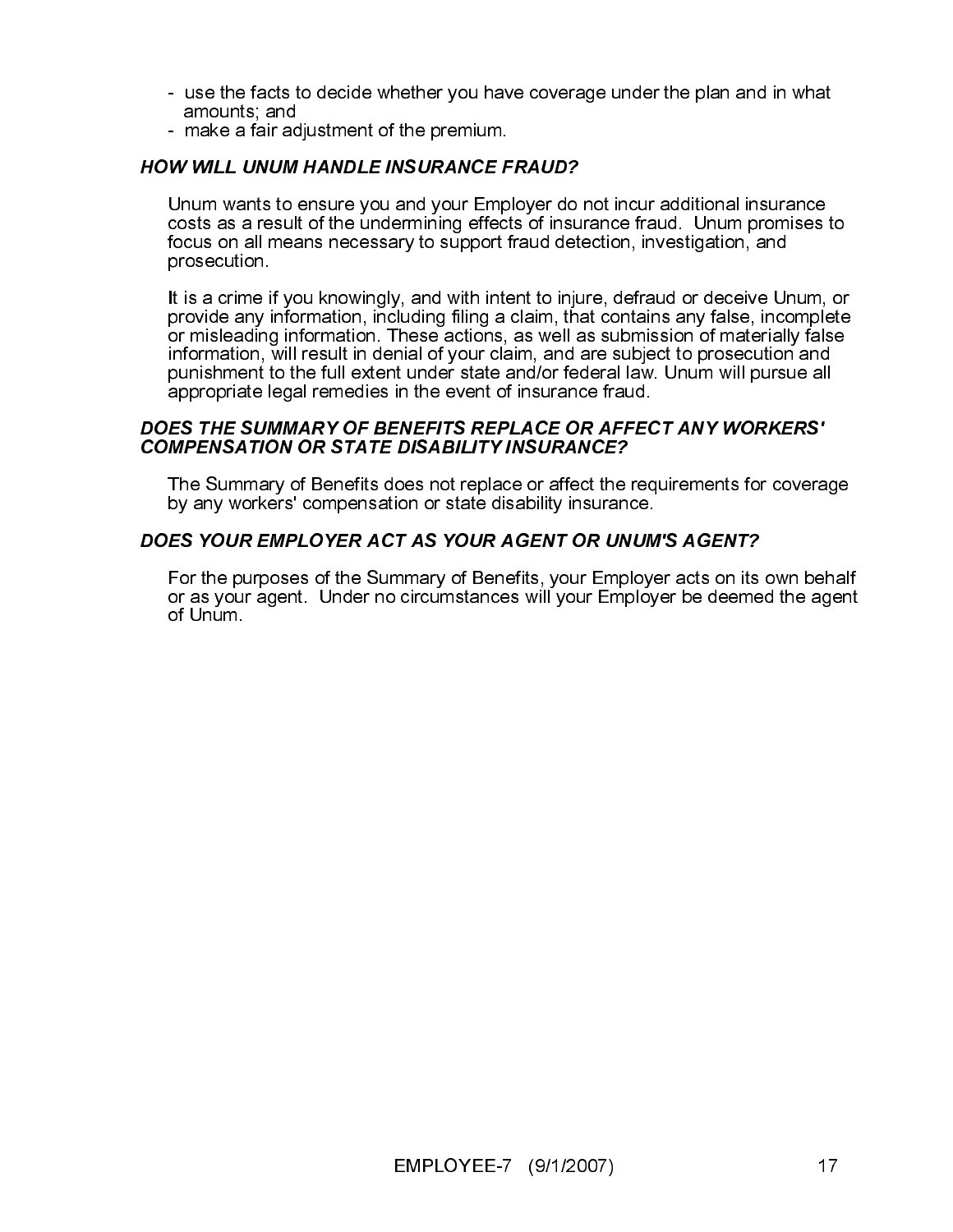- use the facts to decide whether you have coverage under the plan and in what amounts; and
- make a fair adjustment of the premium.

***HOW WILL UNUM HANDLE INSURANCE FRAUD?***

Unum wants to ensure you and your Employer do not incur additional insurance costs as a result of the undermining effects of insurance fraud. Unum promises to focus on all means necessary to support fraud detection, investigation, and prosecution.

It is a crime if you knowingly, and with intent to injure, defraud or deceive Unum, or provide any information, including filing a claim, that contains any false, incomplete or misleading information. These actions, as well as submission of materially false information, will result in denial of your claim, and are subject to prosecution and punishment to the full extent under state and/or federal law. Unum will pursue all appropriate legal remedies in the event of insurance fraud.

***DOES THE SUMMARY OF BENEFITS REPLACE OR AFFECT ANY WORKERS' COMPENSATION OR STATE DISABILITY INSURANCE?***

The Summary of Benefits does not replace or affect the requirements for coverage by any workers' compensation or state disability insurance.

***DOES YOUR EMPLOYER ACT AS YOUR AGENT OR UNUM'S AGENT?***

For the purposes of the Summary of Benefits, your Employer acts on its own behalf or as your agent. Under no circumstances will your Employer be deemed the agent of Unum.

EMPLOYEE-7 (9/1/2007)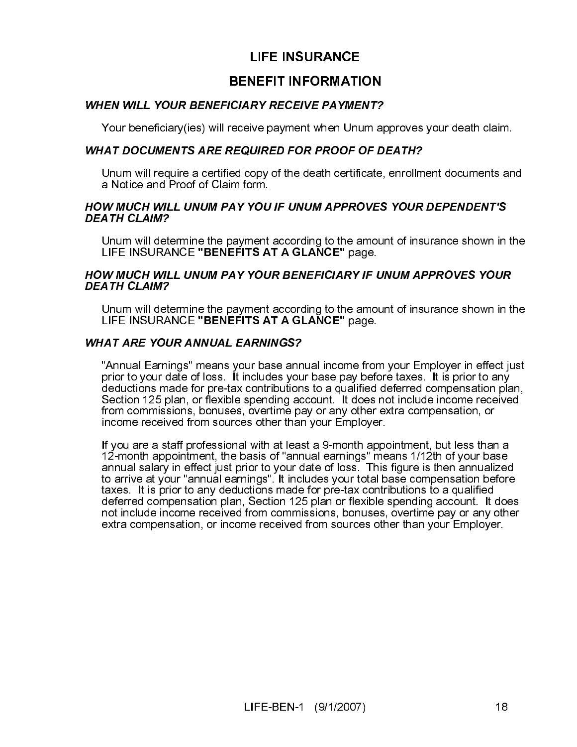# LIFE INSURANCE

## BENEFIT INFORMATION

### *WHEN WILL YOUR BENEFICIARY RECEIVE PAYMENT?*

Your beneficiary(ies) will receive payment when Unum approves your death claim.

### *WHAT DOCUMENTS ARE REQUIRED FOR PROOF OF DEATH?*

Unum will require a certified copy of the death certificate, enrollment documents and a Notice and Proof of Claim form.

### *HOW MUCH WILL UNUM PAY YOU IF UNUM APPROVES YOUR DEPENDENT'S DEATH CLAIM?*

Unum will determine the payment according to the amount of insurance shown in the LIFE INSURANCE **"BENEFITS AT A GLANCE"** page.

### *HOW MUCH WILL UNUM PAY YOUR BENEFICIARY IF UNUM APPROVES YOUR DEATH CLAIM?*

Unum will determine the payment according to the amount of insurance shown in the LIFE INSURANCE **"BENEFITS AT A GLANCE"** page.

### *WHAT ARE YOUR ANNUAL EARNINGS?*

"Annual Earnings" means your base annual income from your Employer in effect just prior to your date of loss. It includes your base pay before taxes. It is prior to any deductions made for pre-tax contributions to a qualified deferred compensation plan, Section 125 plan, or flexible spending account. It does not include income received from commissions, bonuses, overtime pay or any other extra compensation, or income received from sources other than your Employer.

If you are a staff professional with at least a 9-month appointment, but less than a 12-month appointment, the basis of "annual earnings" means 1/12th of your base annual salary in effect just prior to your date of loss. This figure is then annualized to arrive at your "annual earnings". It includes your total base compensation before taxes. It is prior to any deductions made for pre-tax contributions to a qualified deferred compensation plan, Section 125 plan or flexible spending account. It does not include income received from commissions, bonuses, overtime pay or any other extra compensation, or income received from sources other than your Employer.

LIFE-BEN-1 (9/1/2007)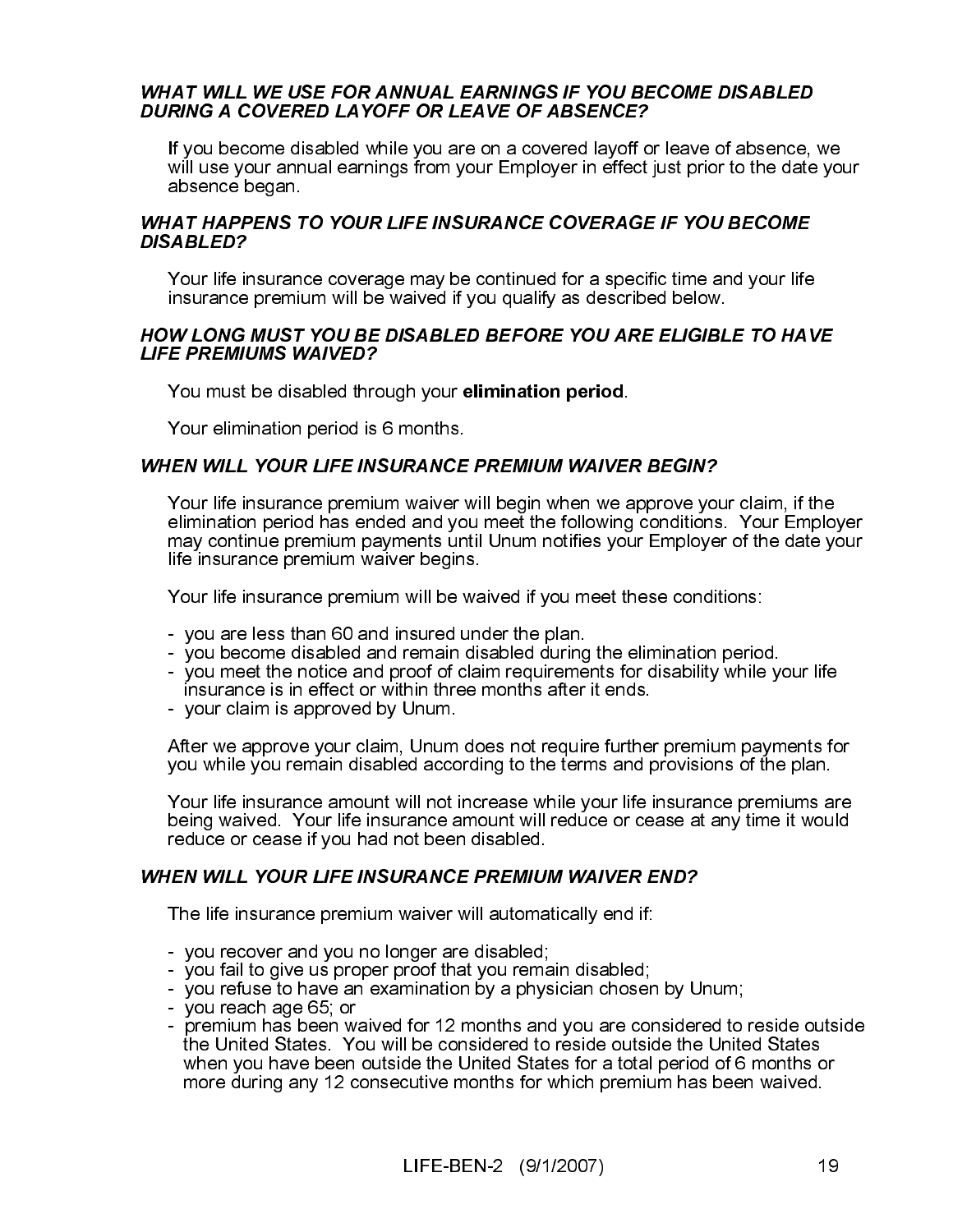### *WHAT WILL WE USE FOR ANNUAL EARNINGS IF YOU BECOME DISABLED DURING A COVERED LAYOFF OR LEAVE OF ABSENCE?*

If you become disabled while you are on a covered layoff or leave of absence, we will use your annual earnings from your Employer in effect just prior to the date your absence began.

### *WHAT HAPPENS TO YOUR LIFE INSURANCE COVERAGE IF YOU BECOME DISABLED?*

Your life insurance coverage may be continued for a specific time and your life insurance premium will be waived if you qualify as described below.

### *HOW LONG MUST YOU BE DISABLED BEFORE YOU ARE ELIGIBLE TO HAVE LIFE PREMIUMS WAIVED?*

You must be disabled through your **elimination period**.

Your elimination period is 6 months.

### *WHEN WILL YOUR LIFE INSURANCE PREMIUM WAIVER BEGIN?*

Your life insurance premium waiver will begin when we approve your claim, if the elimination period has ended and you meet the following conditions. Your Employer may continue premium payments until Unum notifies your Employer of the date your life insurance premium waiver begins.

Your life insurance premium will be waived if you meet these conditions:

- you are less than 60 and insured under the plan.
- you become disabled and remain disabled during the elimination period.
- you meet the notice and proof of claim requirements for disability while your life insurance is in effect or within three months after it ends.
- your claim is approved by Unum.

After we approve your claim, Unum does not require further premium payments for you while you remain disabled according to the terms and provisions of the plan.

Your life insurance amount will not increase while your life insurance premiums are being waived. Your life insurance amount will reduce or cease at any time it would reduce or cease if you had not been disabled.

### *WHEN WILL YOUR LIFE INSURANCE PREMIUM WAIVER END?*

The life insurance premium waiver will automatically end if:

- you recover and you no longer are disabled;
- you fail to give us proper proof that you remain disabled;
- you refuse to have an examination by a physician chosen by Unum;
- you reach age 65; or
- premium has been waived for 12 months and you are considered to reside outside the United States. You will be considered to reside outside the United States when you have been outside the United States for a total period of 6 months or more during any 12 consecutive months for which premium has been waived.

LIFE-BEN-2 (9/1/2007)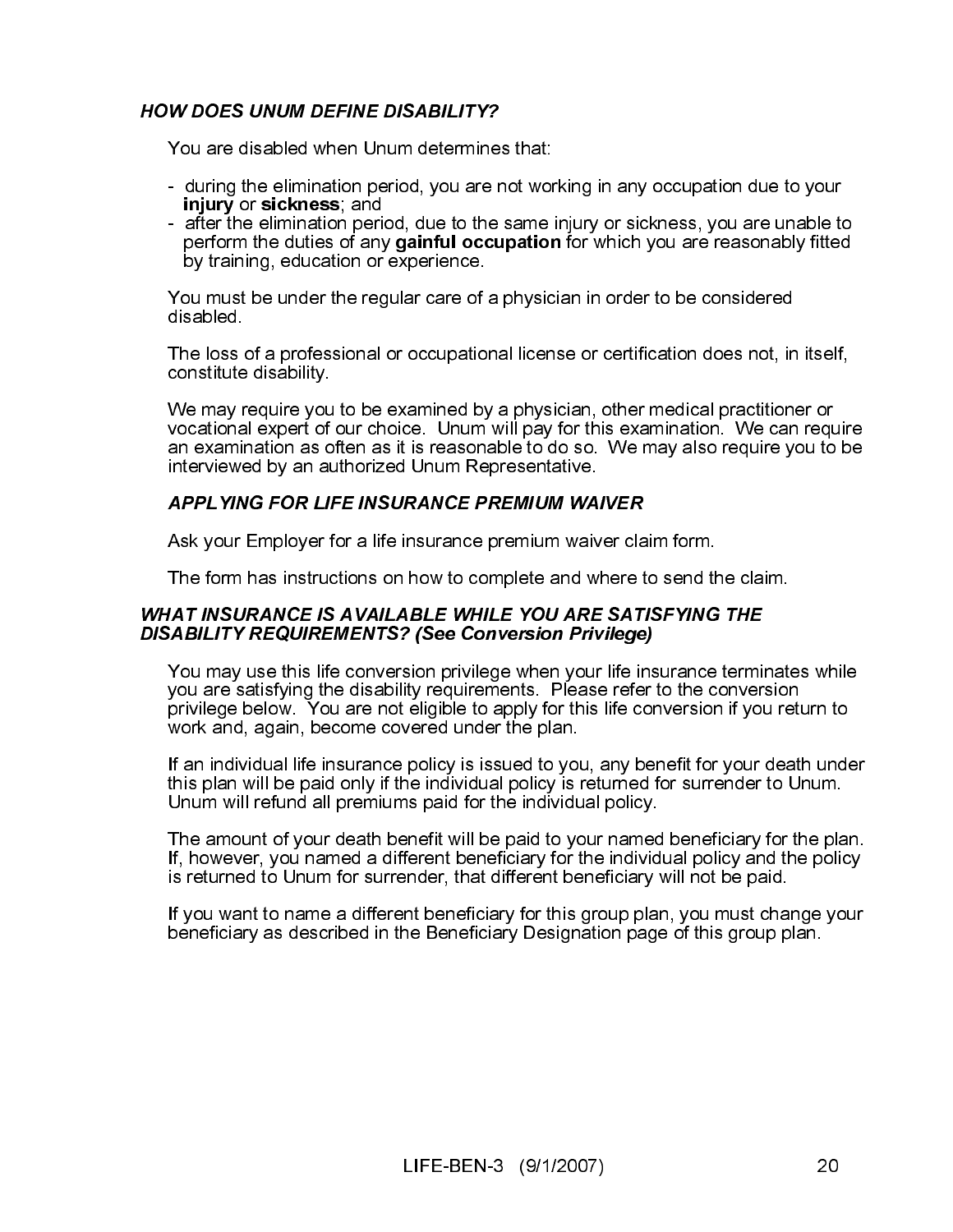### *HOW DOES UNUM DEFINE DISABILITY?*

You are disabled when Unum determines that:

- during the elimination period, you are not working in any occupation due to your **injury** or **sickness**; and
- after the elimination period, due to the same injury or sickness, you are unable to perform the duties of any **gainful occupation** for which you are reasonably fitted by training, education or experience.

You must be under the regular care of a physician in order to be considered disabled.

The loss of a professional or occupational license or certification does not, in itself, constitute disability.

We may require you to be examined by a physician, other medical practitioner or vocational expert of our choice. Unum will pay for this examination. We can require an examination as often as it is reasonable to do so. We may also require you to be interviewed by an authorized Unum Representative.

### *APPLYING FOR LIFE INSURANCE PREMIUM WAIVER*

Ask your Employer for a life insurance premium waiver claim form.

The form has instructions on how to complete and where to send the claim.

### *WHAT INSURANCE IS AVAILABLE WHILE YOU ARE SATISFYING THE DISABILITY REQUIREMENTS? (See Conversion Privilege)*

You may use this life conversion privilege when your life insurance terminates while you are satisfying the disability requirements. Please refer to the conversion privilege below. You are not eligible to apply for this life conversion if you return to work and, again, become covered under the plan.

If an individual life insurance policy is issued to you, any benefit for your death under this plan will be paid only if the individual policy is returned for surrender to Unum. Unum will refund all premiums paid for the individual policy.

The amount of your death benefit will be paid to your named beneficiary for the plan. If, however, you named a different beneficiary for the individual policy and the policy is returned to Unum for surrender, that different beneficiary will not be paid.

If you want to name a different beneficiary for this group plan, you must change your beneficiary as described in the Beneficiary Designation page of this group plan.

LIFE-BEN-3 (9/1/2007)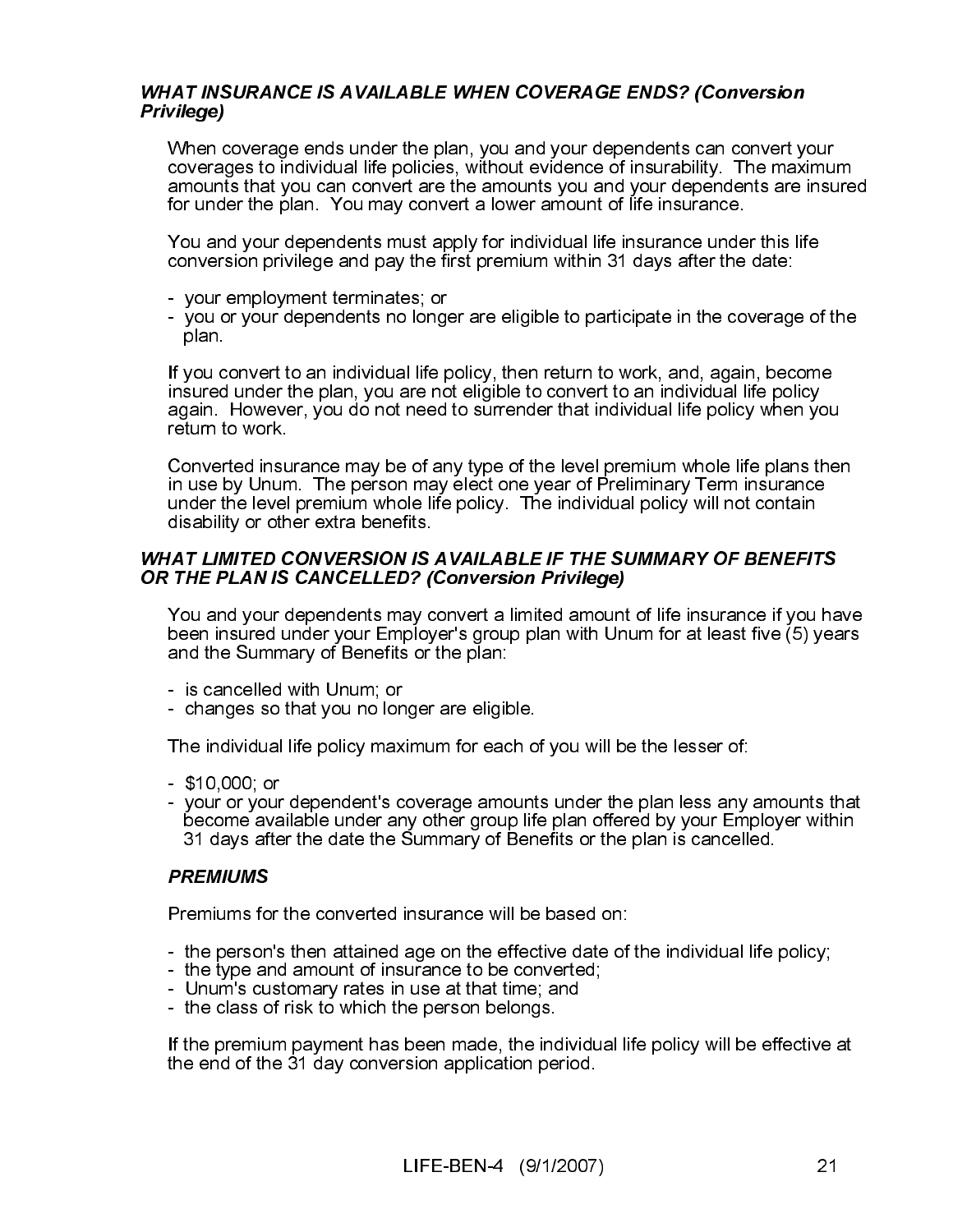### *WHAT INSURANCE IS AVAILABLE WHEN COVERAGE ENDS? (Conversion Privilege)*

When coverage ends under the plan, you and your dependents can convert your coverages to individual life policies, without evidence of insurability. The maximum amounts that you can convert are the amounts you and your dependents are insured for under the plan. You may convert a lower amount of life insurance.

You and your dependents must apply for individual life insurance under this life conversion privilege and pay the first premium within 31 days after the date:

- your employment terminates; or
- you or your dependents no longer are eligible to participate in the coverage of the plan.

If you convert to an individual life policy, then return to work, and, again, become insured under the plan, you are not eligible to convert to an individual life policy again. However, you do not need to surrender that individual life policy when you return to work.

Converted insurance may be of any type of the level premium whole life plans then in use by Unum. The person may elect one year of Preliminary Term insurance under the level premium whole life policy. The individual policy will not contain disability or other extra benefits.

### *WHAT LIMITED CONVERSION IS AVAILABLE IF THE SUMMARY OF BENEFITS OR THE PLAN IS CANCELLED? (Conversion Privilege)*

You and your dependents may convert a limited amount of life insurance if you have been insured under your Employer's group plan with Unum for at least five (5) years and the Summary of Benefits or the plan:

- is cancelled with Unum; or
- changes so that you no longer are eligible.

The individual life policy maximum for each of you will be the lesser of:

- $10,000; or
- your or your dependent's coverage amounts under the plan less any amounts that become available under any other group life plan offered by your Employer within 31 days after the date the Summary of Benefits or the plan is cancelled.

#### *PREMIUMS*

Premiums for the converted insurance will be based on:

- the person's then attained age on the effective date of the individual life policy;
- the type and amount of insurance to be converted;
- Unum's customary rates in use at that time; and
- the class of risk to which the person belongs.

If the premium payment has been made, the individual life policy will be effective at the end of the 31 day conversion application period.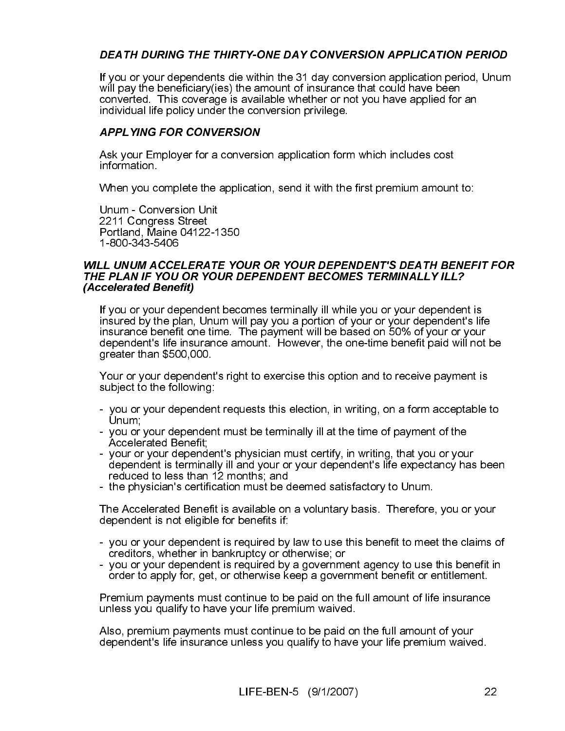### *DEATH DURING THE THIRTY-ONE DAY CONVERSION APPLICATION PERIOD*

If you or your dependents die within the 31 day conversion application period, Unum will pay the beneficiary(ies) the amount of insurance that could have been converted. This coverage is available whether or not you have applied for an individual life policy under the conversion privilege.

### *APPLYING FOR CONVERSION*

Ask your Employer for a conversion application form which includes cost information.

When you complete the application, send it with the first premium amount to:

Unum - Conversion Unit
2211 Congress Street
Portland, Maine 04122-1350
1-800-343-5406

## *WILL UNUM ACCELERATE YOUR OR YOUR DEPENDENT'S DEATH BENEFIT FOR THE PLAN IF YOU OR YOUR DEPENDENT BECOMES TERMINALLY ILL? (Accelerated Benefit)*

If you or your dependent becomes terminally ill while you or your dependent is insured by the plan, Unum will pay you a portion of your or your dependent's life insurance benefit one time. The payment will be based on 50% of your or your dependent's life insurance amount. However, the one-time benefit paid will not be greater than $500,000.

Your or your dependent's right to exercise this option and to receive payment is subject to the following:

- you or your dependent requests this election, in writing, on a form acceptable to Unum;
- you or your dependent must be terminally ill at the time of payment of the Accelerated Benefit;
- your or your dependent's physician must certify, in writing, that you or your dependent is terminally ill and your or your dependent's life expectancy has been reduced to less than 12 months; and
- the physician's certification must be deemed satisfactory to Unum.

The Accelerated Benefit is available on a voluntary basis. Therefore, you or your dependent is not eligible for benefits if:

- you or your dependent is required by law to use this benefit to meet the claims of creditors, whether in bankruptcy or otherwise; or
- you or your dependent is required by a government agency to use this benefit in order to apply for, get, or otherwise keep a government benefit or entitlement.

Premium payments must continue to be paid on the full amount of life insurance unless you qualify to have your life premium waived.

Also, premium payments must continue to be paid on the full amount of your dependent's life insurance unless you qualify to have your life premium waived.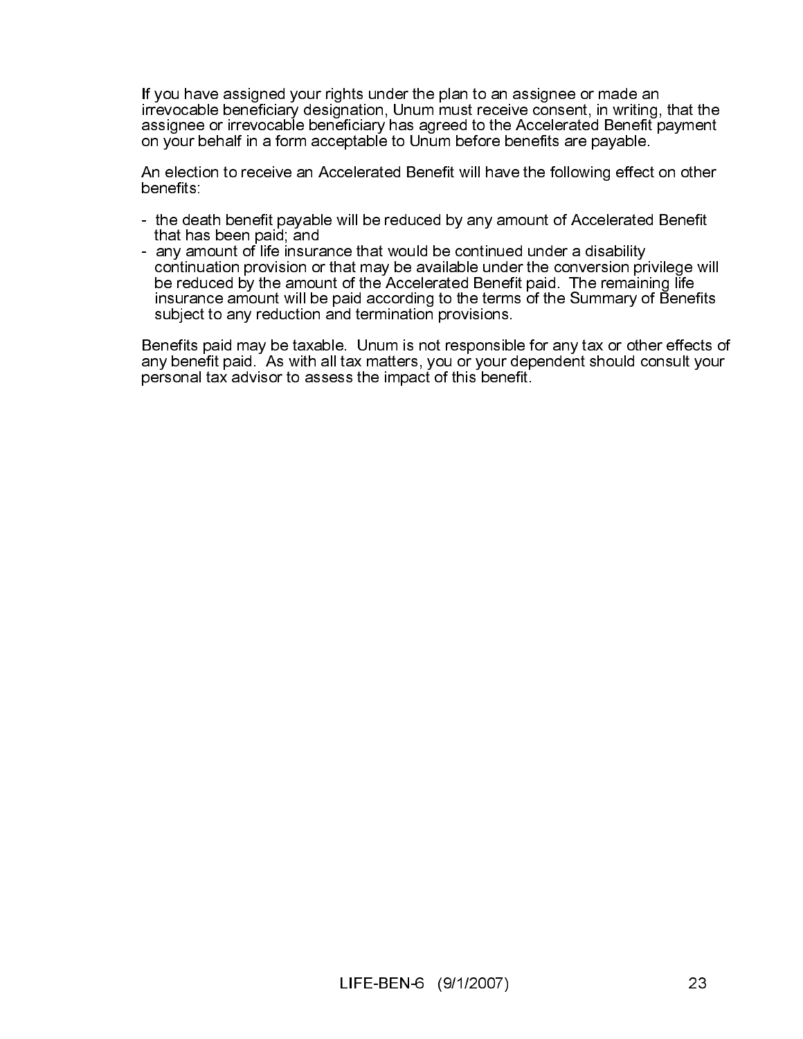If you have assigned your rights under the plan to an assignee or made an irrevocable beneficiary designation, Unum must receive consent, in writing, that the assignee or irrevocable beneficiary has agreed to the Accelerated Benefit payment on your behalf in a form acceptable to Unum before benefits are payable.

An election to receive an Accelerated Benefit will have the following effect on other benefits:

- the death benefit payable will be reduced by any amount of Accelerated Benefit that has been paid; and
- any amount of life insurance that would be continued under a disability continuation provision or that may be available under the conversion privilege will be reduced by the amount of the Accelerated Benefit paid. The remaining life insurance amount will be paid according to the terms of the Summary of Benefits subject to any reduction and termination provisions.

Benefits paid may be taxable. Unum is not responsible for any tax or other effects of any benefit paid. As with all tax matters, you or your dependent should consult your personal tax advisor to assess the impact of this benefit.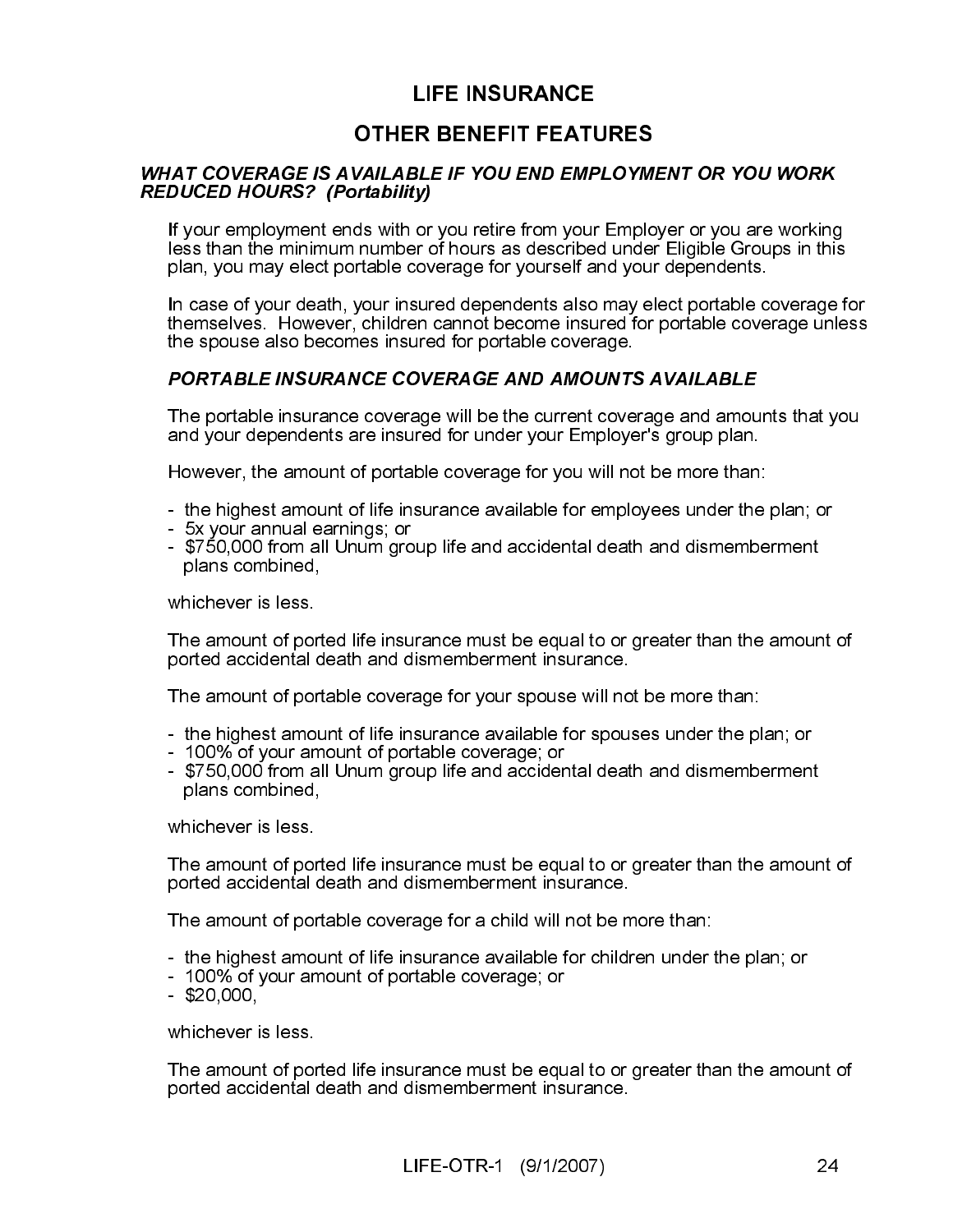# LIFE INSURANCE

## OTHER BENEFIT FEATURES

### *WHAT COVERAGE IS AVAILABLE IF YOU END EMPLOYMENT OR YOU WORK REDUCED HOURS? (Portability)*

If your employment ends with or you retire from your Employer or you are working less than the minimum number of hours as described under Eligible Groups in this plan, you may elect portable coverage for yourself and your dependents.

In case of your death, your insured dependents also may elect portable coverage for themselves. However, children cannot become insured for portable coverage unless the spouse also becomes insured for portable coverage.

#### *PORTABLE INSURANCE COVERAGE AND AMOUNTS AVAILABLE*

The portable insurance coverage will be the current coverage and amounts that you and your dependents are insured for under your Employer's group plan.

However, the amount of portable coverage for you will not be more than:

- the highest amount of life insurance available for employees under the plan; or
- 5x your annual earnings; or
- $750,000 from all Unum group life and accidental death and dismemberment plans combined,

whichever is less.

The amount of ported life insurance must be equal to or greater than the amount of ported accidental death and dismemberment insurance.

The amount of portable coverage for your spouse will not be more than:

- the highest amount of life insurance available for spouses under the plan; or
- 100% of your amount of portable coverage; or
- $750,000 from all Unum group life and accidental death and dismemberment plans combined,

whichever is less.

The amount of ported life insurance must be equal to or greater than the amount of ported accidental death and dismemberment insurance.

The amount of portable coverage for a child will not be more than:

- the highest amount of life insurance available for children under the plan; or
- 100% of your amount of portable coverage; or
- $20,000,

whichever is less.

The amount of ported life insurance must be equal to or greater than the amount of ported accidental death and dismemberment insurance.

LIFE-OTR-1 (9/1/2007)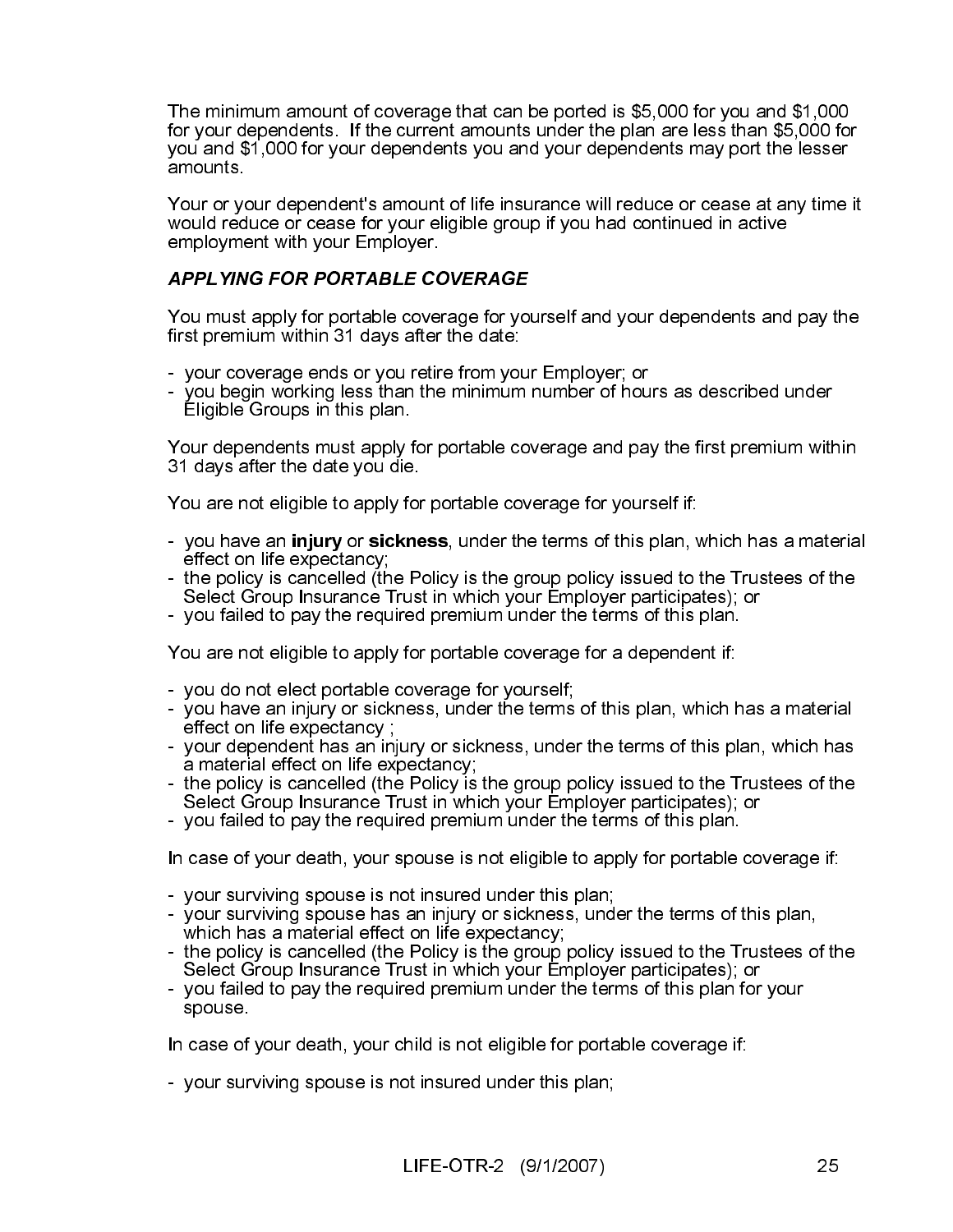The minimum amount of coverage that can be ported is $5,000 for you and $1,000 for your dependents. If the current amounts under the plan are less than $5,000 for you and $1,000 for your dependents you and your dependents may port the lesser amounts.

Your or your dependent's amount of life insurance will reduce or cease at any time it would reduce or cease for your eligible group if you had continued in active employment with your Employer.

***APPLYING FOR PORTABLE COVERAGE***

You must apply for portable coverage for yourself and your dependents and pay the first premium within 31 days after the date:

- your coverage ends or you retire from your Employer; or
- you begin working less than the minimum number of hours as described under Eligible Groups in this plan.

Your dependents must apply for portable coverage and pay the first premium within 31 days after the date you die.

You are not eligible to apply for portable coverage for yourself if:

- you have an **injury** or **sickness**, under the terms of this plan, which has a material effect on life expectancy;
- the policy is cancelled (the Policy is the group policy issued to the Trustees of the Select Group Insurance Trust in which your Employer participates); or
- you failed to pay the required premium under the terms of this plan.

You are not eligible to apply for portable coverage for a dependent if:

- you do not elect portable coverage for yourself;
- you have an injury or sickness, under the terms of this plan, which has a material effect on life expectancy ;
- your dependent has an injury or sickness, under the terms of this plan, which has a material effect on life expectancy;
- the policy is cancelled (the Policy is the group policy issued to the Trustees of the Select Group Insurance Trust in which your Employer participates); or
- you failed to pay the required premium under the terms of this plan.

In case of your death, your spouse is not eligible to apply for portable coverage if:

- your surviving spouse is not insured under this plan;
- your surviving spouse has an injury or sickness, under the terms of this plan, which has a material effect on life expectancy;
- the policy is cancelled (the Policy is the group policy issued to the Trustees of the Select Group Insurance Trust in which your Employer participates); or
- you failed to pay the required premium under the terms of this plan for your spouse.

In case of your death, your child is not eligible for portable coverage if:

- your surviving spouse is not insured under this plan;

LIFE-OTR-2 (9/1/2007)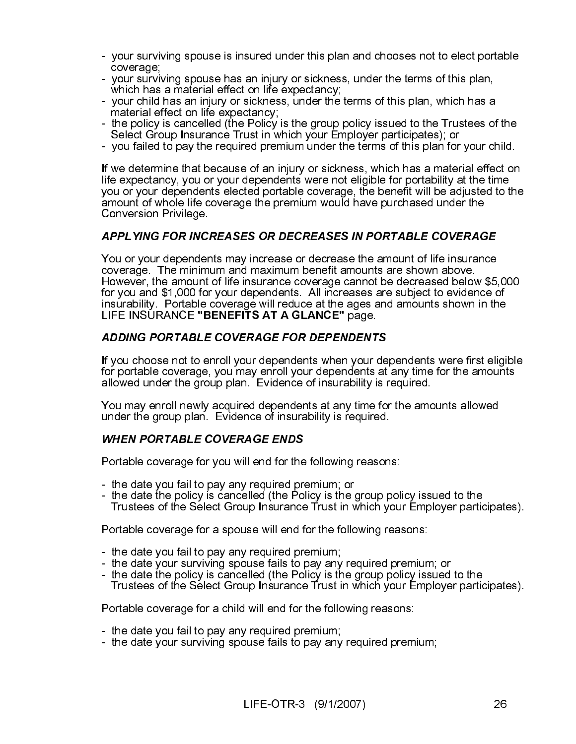- your surviving spouse is insured under this plan and chooses not to elect portable coverage;
- your surviving spouse has an injury or sickness, under the terms of this plan, which has a material effect on life expectancy;
- your child has an injury or sickness, under the terms of this plan, which has a material effect on life expectancy;
- the policy is cancelled (the Policy is the group policy issued to the Trustees of the Select Group Insurance Trust in which your Employer participates); or
- you failed to pay the required premium under the terms of this plan for your child.

If we determine that because of an injury or sickness, which has a material effect on life expectancy, you or your dependents were not eligible for portability at the time you or your dependents elected portable coverage, the benefit will be adjusted to the amount of whole life coverage the premium would have purchased under the Conversion Privilege.

### *APPLYING FOR INCREASES OR DECREASES IN PORTABLE COVERAGE*

You or your dependents may increase or decrease the amount of life insurance coverage. The minimum and maximum benefit amounts are shown above. However, the amount of life insurance coverage cannot be decreased below $5,000 for you and $1,000 for your dependents. All increases are subject to evidence of insurability. Portable coverage will reduce at the ages and amounts shown in the LIFE INSURANCE **"BENEFITS AT A GLANCE"** page.

### *ADDING PORTABLE COVERAGE FOR DEPENDENTS*

If you choose not to enroll your dependents when your dependents were first eligible for portable coverage, you may enroll your dependents at any time for the amounts allowed under the group plan. Evidence of insurability is required.

You may enroll newly acquired dependents at any time for the amounts allowed under the group plan. Evidence of insurability is required.

### *WHEN PORTABLE COVERAGE ENDS*

Portable coverage for you will end for the following reasons:

- the date you fail to pay any required premium; or
- the date the policy is cancelled (the Policy is the group policy issued to the Trustees of the Select Group Insurance Trust in which your Employer participates).

Portable coverage for a spouse will end for the following reasons:

- the date you fail to pay any required premium;
- the date your surviving spouse fails to pay any required premium; or
- the date the policy is cancelled (the Policy is the group policy issued to the Trustees of the Select Group Insurance Trust in which your Employer participates).

Portable coverage for a child will end for the following reasons:

- the date you fail to pay any required premium;
- the date your surviving spouse fails to pay any required premium;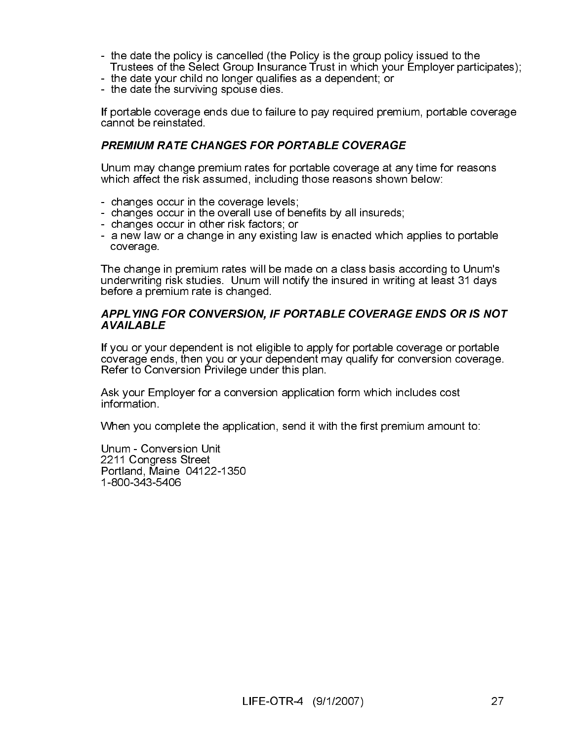- the date the policy is cancelled (the Policy is the group policy issued to the Trustees of the Select Group Insurance Trust in which your Employer participates);
- the date your child no longer qualifies as a dependent; or
- the date the surviving spouse dies.

If portable coverage ends due to failure to pay required premium, portable coverage cannot be reinstated.

### *PREMIUM RATE CHANGES FOR PORTABLE COVERAGE*

Unum may change premium rates for portable coverage at any time for reasons which affect the risk assumed, including those reasons shown below:

- changes occur in the coverage levels;
- changes occur in the overall use of benefits by all insureds;
- changes occur in other risk factors; or
- a new law or a change in any existing law is enacted which applies to portable coverage.

The change in premium rates will be made on a class basis according to Unum's underwriting risk studies. Unum will notify the insured in writing at least 31 days before a premium rate is changed.

### *APPLYING FOR CONVERSION, IF PORTABLE COVERAGE ENDS OR IS NOT AVAILABLE*

If you or your dependent is not eligible to apply for portable coverage or portable coverage ends, then you or your dependent may qualify for conversion coverage. Refer to Conversion Privilege under this plan.

Ask your Employer for a conversion application form which includes cost information.

When you complete the application, send it with the first premium amount to:

Unum - Conversion Unit
2211 Congress Street
Portland, Maine 04122-1350
1-800-343-5406

LIFE-OTR-4 (9/1/2007)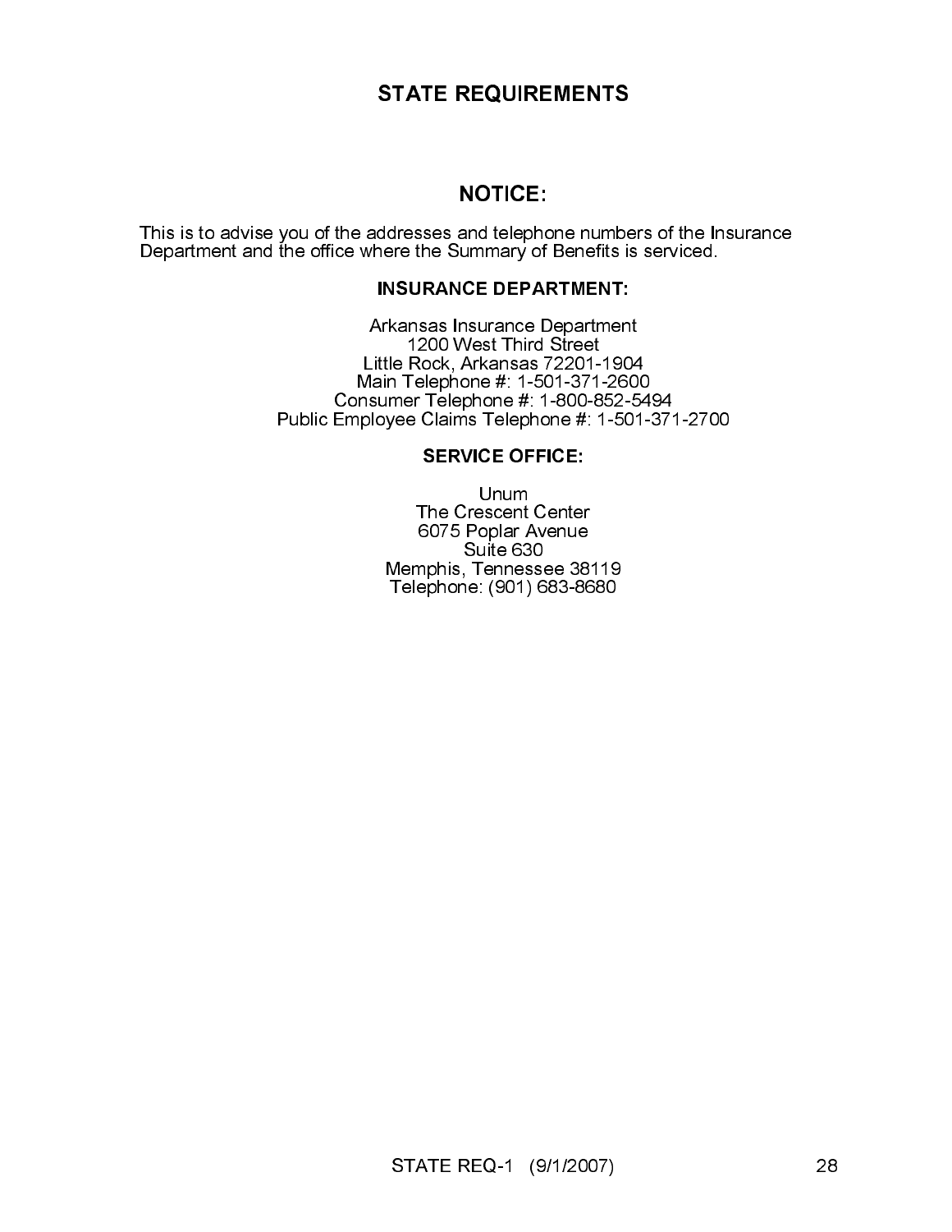# STATE REQUIREMENTS

## NOTICE:

This is to advise you of the addresses and telephone numbers of the Insurance Department and the office where the Summary of Benefits is serviced.

**INSURANCE DEPARTMENT:**

Arkansas Insurance Department
1200 West Third Street
Little Rock, Arkansas 72201-1904
Main Telephone #: 1-501-371-2600
Consumer Telephone #: 1-800-852-5494
Public Employee Claims Telephone #: 1-501-371-2700

**SERVICE OFFICE:**

Unum
The Crescent Center
6075 Poplar Avenue
Suite 630
Memphis, Tennessee 38119
Telephone: (901) 683-8680

STATE REQ-1 (9/1/2007)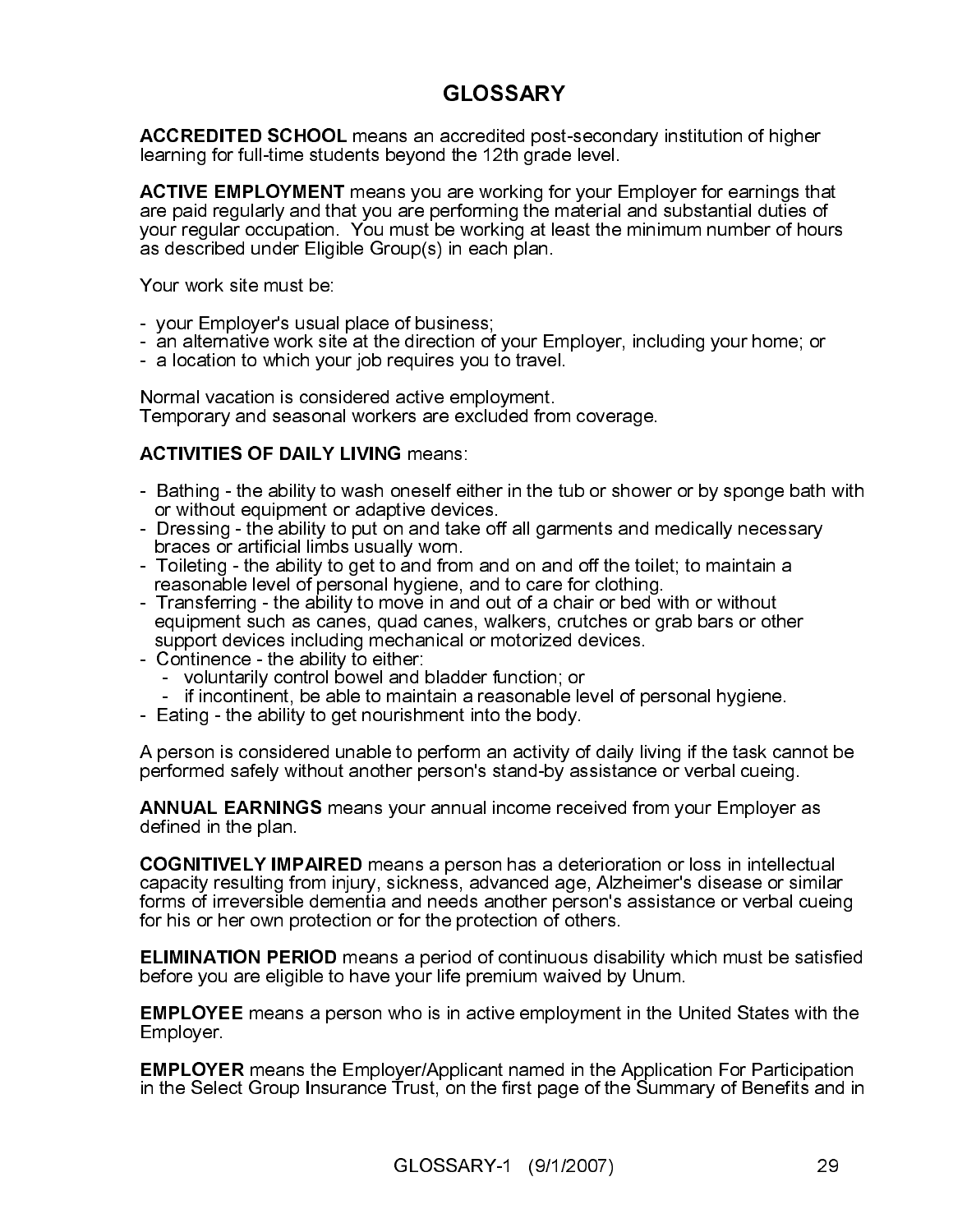# GLOSSARY

**ACCREDITED SCHOOL** means an accredited post-secondary institution of higher learning for full-time students beyond the 12th grade level.

**ACTIVE EMPLOYMENT** means you are working for your Employer for earnings that are paid regularly and that you are performing the material and substantial duties of your regular occupation. You must be working at least the minimum number of hours as described under Eligible Group(s) in each plan.

Your work site must be:

- your Employer's usual place of business;
- an alternative work site at the direction of your Employer, including your home; or
- a location to which your job requires you to travel.

Normal vacation is considered active employment.
Temporary and seasonal workers are excluded from coverage.

**ACTIVITIES OF DAILY LIVING** means:

- Bathing - the ability to wash oneself either in the tub or shower or by sponge bath with or without equipment or adaptive devices.
- Dressing - the ability to put on and take off all garments and medically necessary braces or artificial limbs usually worn.
- Toileting - the ability to get to and from and on and off the toilet; to maintain a reasonable level of personal hygiene, and to care for clothing.
- Transferring - the ability to move in and out of a chair or bed with or without equipment such as canes, quad canes, walkers, crutches or grab bars or other support devices including mechanical or motorized devices.
- Continence - the ability to either:
  - voluntarily control bowel and bladder function; or
  - if incontinent, be able to maintain a reasonable level of personal hygiene.
- Eating - the ability to get nourishment into the body.

A person is considered unable to perform an activity of daily living if the task cannot be performed safely without another person's stand-by assistance or verbal cueing.

**ANNUAL EARNINGS** means your annual income received from your Employer as defined in the plan.

**COGNITIVELY IMPAIRED** means a person has a deterioration or loss in intellectual capacity resulting from injury, sickness, advanced age, Alzheimer's disease or similar forms of irreversible dementia and needs another person's assistance or verbal cueing for his or her own protection or for the protection of others.

**ELIMINATION PERIOD** means a period of continuous disability which must be satisfied before you are eligible to have your life premium waived by Unum.

**EMPLOYEE** means a person who is in active employment in the United States with the Employer.

**EMPLOYER** means the Employer/Applicant named in the Application For Participation in the Select Group Insurance Trust, on the first page of the Summary of Benefits and in

GLOSSARY-1 (9/1/2007)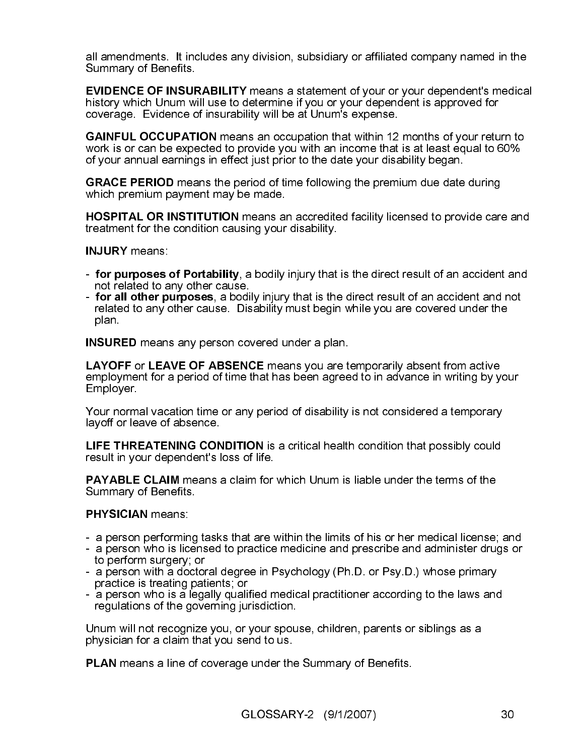all amendments. It includes any division, subsidiary or affiliated company named in the Summary of Benefits.

**EVIDENCE OF INSURABILITY** means a statement of your or your dependent's medical history which Unum will use to determine if you or your dependent is approved for coverage. Evidence of insurability will be at Unum's expense.

**GAINFUL OCCUPATION** means an occupation that within 12 months of your return to work is or can be expected to provide you with an income that is at least equal to 60% of your annual earnings in effect just prior to the date your disability began.

**GRACE PERIOD** means the period of time following the premium due date during which premium payment may be made.

**HOSPITAL OR INSTITUTION** means an accredited facility licensed to provide care and treatment for the condition causing your disability.

**INJURY** means:

- **for purposes of Portability**, a bodily injury that is the direct result of an accident and not related to any other cause.
- **for all other purposes**, a bodily injury that is the direct result of an accident and not related to any other cause. Disability must begin while you are covered under the plan.

**INSURED** means any person covered under a plan.

**LAYOFF** or **LEAVE OF ABSENCE** means you are temporarily absent from active employment for a period of time that has been agreed to in advance in writing by your Employer.

Your normal vacation time or any period of disability is not considered a temporary layoff or leave of absence.

**LIFE THREATENING CONDITION** is a critical health condition that possibly could result in your dependent's loss of life.

**PAYABLE CLAIM** means a claim for which Unum is liable under the terms of the Summary of Benefits.

**PHYSICIAN** means:

- a person performing tasks that are within the limits of his or her medical license; and
- a person who is licensed to practice medicine and prescribe and administer drugs or to perform surgery; or
- a person with a doctoral degree in Psychology (Ph.D. or Psy.D.) whose primary practice is treating patients; or
- a person who is a legally qualified medical practitioner according to the laws and regulations of the governing jurisdiction.

Unum will not recognize you, or your spouse, children, parents or siblings as a physician for a claim that you send to us.

**PLAN** means a line of coverage under the Summary of Benefits.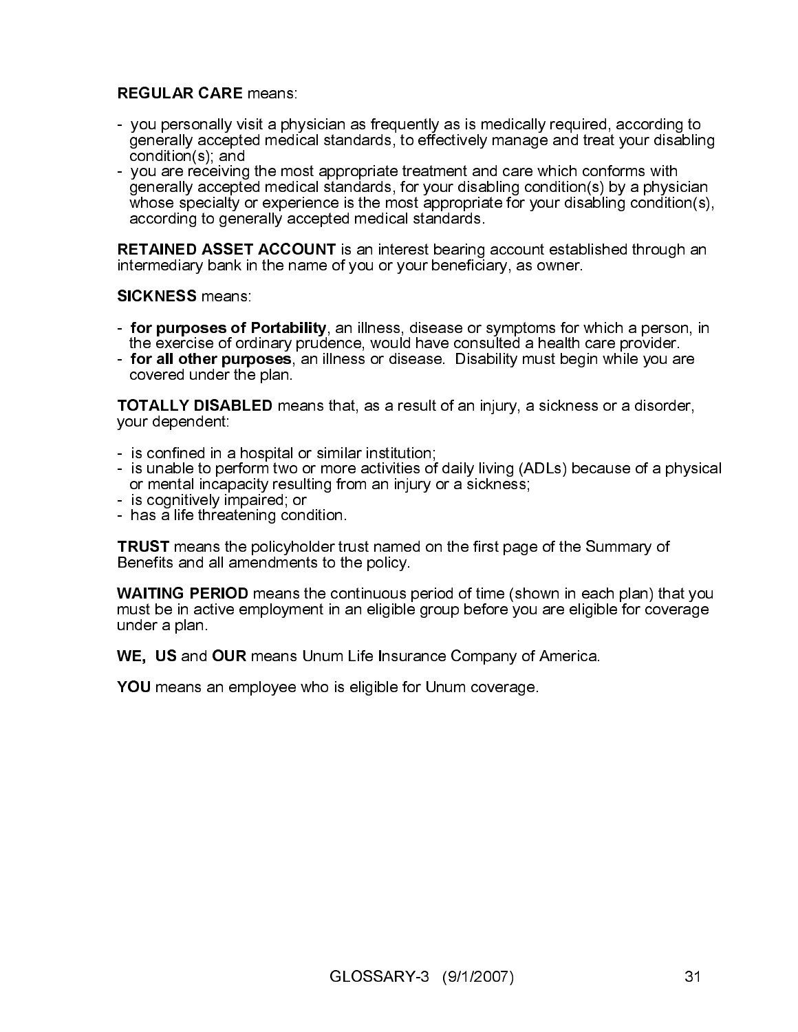**REGULAR CARE** means:

- you personally visit a physician as frequently as is medically required, according to generally accepted medical standards, to effectively manage and treat your disabling condition(s); and
- you are receiving the most appropriate treatment and care which conforms with generally accepted medical standards, for your disabling condition(s) by a physician whose specialty or experience is the most appropriate for your disabling condition(s), according to generally accepted medical standards.

**RETAINED ASSET ACCOUNT** is an interest bearing account established through an intermediary bank in the name of you or your beneficiary, as owner.

**SICKNESS** means:

- **for purposes of Portability**, an illness, disease or symptoms for which a person, in the exercise of ordinary prudence, would have consulted a health care provider.
- **for all other purposes**, an illness or disease. Disability must begin while you are covered under the plan.

**TOTALLY DISABLED** means that, as a result of an injury, a sickness or a disorder, your dependent:

- is confined in a hospital or similar institution;
- is unable to perform two or more activities of daily living (ADLs) because of a physical or mental incapacity resulting from an injury or a sickness;
- is cognitively impaired; or
- has a life threatening condition.

**TRUST** means the policyholder trust named on the first page of the Summary of Benefits and all amendments to the policy.

**WAITING PERIOD** means the continuous period of time (shown in each plan) that you must be in active employment in an eligible group before you are eligible for coverage under a plan.

**WE, US** and **OUR** means Unum Life Insurance Company of America.

**YOU** means an employee who is eligible for Unum coverage.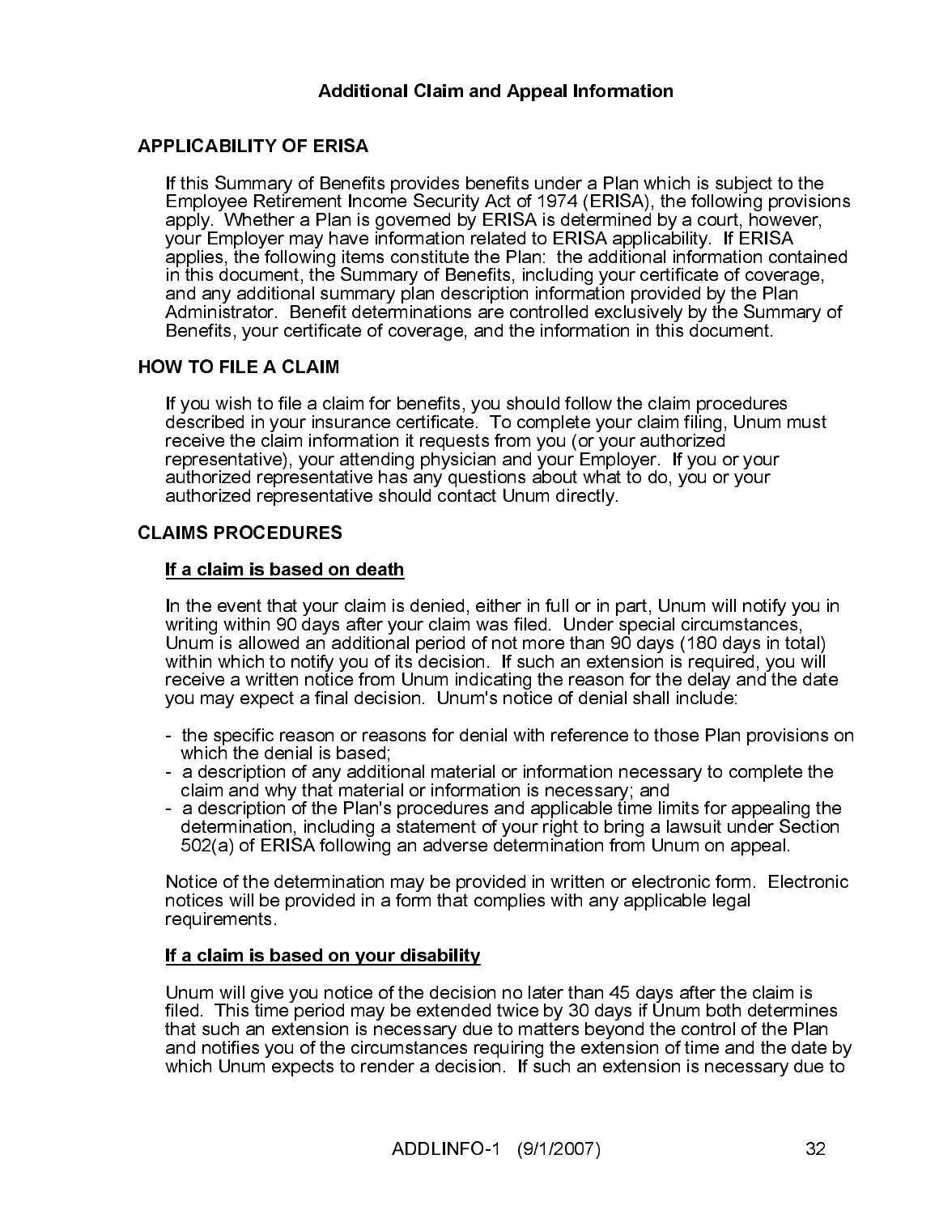# Additional Claim and Appeal Information

## APPLICABILITY OF ERISA

If this Summary of Benefits provides benefits under a Plan which is subject to the Employee Retirement Income Security Act of 1974 (ERISA), the following provisions apply. Whether a Plan is governed by ERISA is determined by a court, however, your Employer may have information related to ERISA applicability. If ERISA applies, the following items constitute the Plan: the additional information contained in this document, the Summary of Benefits, including your certificate of coverage, and any additional summary plan description information provided by the Plan Administrator. Benefit determinations are controlled exclusively by the Summary of Benefits, your certificate of coverage, and the information in this document.

## HOW TO FILE A CLAIM

If you wish to file a claim for benefits, you should follow the claim procedures described in your insurance certificate. To complete your claim filing, Unum must receive the claim information it requests from you (or your authorized representative), your attending physician and your Employer. If you or your authorized representative has any questions about what to do, you or your authorized representative should contact Unum directly.

## CLAIMS PROCEDURES

### If a claim is based on death

In the event that your claim is denied, either in full or in part, Unum will notify you in writing within 90 days after your claim was filed. Under special circumstances, Unum is allowed an additional period of not more than 90 days (180 days in total) within which to notify you of its decision. If such an extension is required, you will receive a written notice from Unum indicating the reason for the delay and the date you may expect a final decision. Unum's notice of denial shall include:

- the specific reason or reasons for denial with reference to those Plan provisions on which the denial is based;
- a description of any additional material or information necessary to complete the claim and why that material or information is necessary; and
- a description of the Plan's procedures and applicable time limits for appealing the determination, including a statement of your right to bring a lawsuit under Section 502(a) of ERISA following an adverse determination from Unum on appeal.

Notice of the determination may be provided in written or electronic form. Electronic notices will be provided in a form that complies with any applicable legal requirements.

### If a claim is based on your disability

Unum will give you notice of the decision no later than 45 days after the claim is filed. This time period may be extended twice by 30 days if Unum both determines that such an extension is necessary due to matters beyond the control of the Plan and notifies you of the circumstances requiring the extension of time and the date by which Unum expects to render a decision. If such an extension is necessary due to

ADDLINFO-1 (9/1/2007)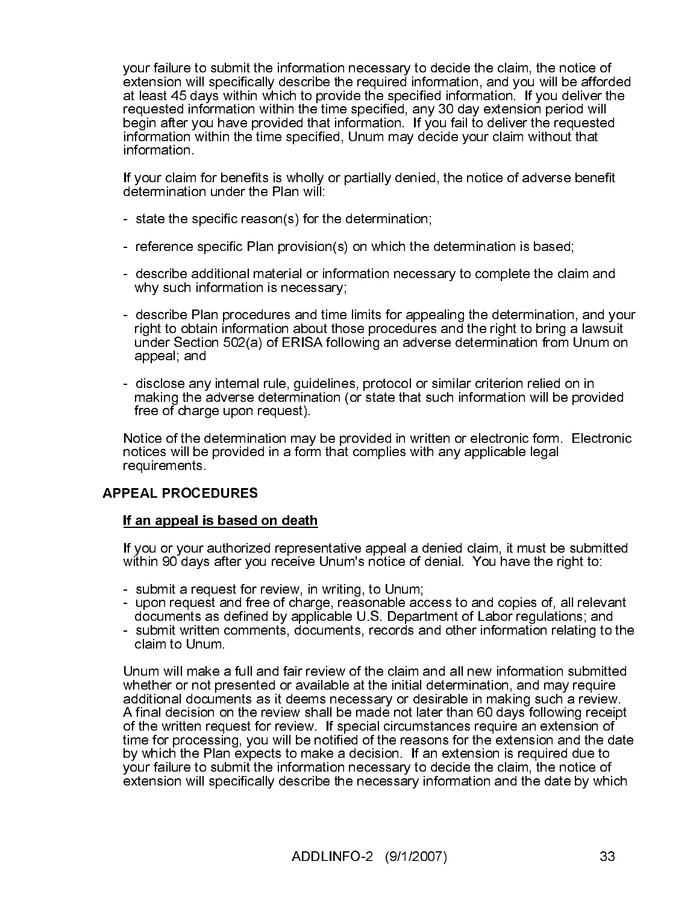your failure to submit the information necessary to decide the claim, the notice of extension will specifically describe the required information, and you will be afforded at least 45 days within which to provide the specified information. If you deliver the requested information within the time specified, any 30 day extension period will begin after you have provided that information. If you fail to deliver the requested information within the time specified, Unum may decide your claim without that information.

If your claim for benefits is wholly or partially denied, the notice of adverse benefit determination under the Plan will:

- state the specific reason(s) for the determination;

- reference specific Plan provision(s) on which the determination is based;

- describe additional material or information necessary to complete the claim and why such information is necessary;

- describe Plan procedures and time limits for appealing the determination, and your right to obtain information about those procedures and the right to bring a lawsuit under Section 502(a) of ERISA following an adverse determination from Unum on appeal; and

- disclose any internal rule, guidelines, protocol or similar criterion relied on in making the adverse determination (or state that such information will be provided free of charge upon request).

Notice of the determination may be provided in written or electronic form. Electronic notices will be provided in a form that complies with any applicable legal requirements.

## APPEAL PROCEDURES

### If an appeal is based on death

If you or your authorized representative appeal a denied claim, it must be submitted within 90 days after you receive Unum's notice of denial. You have the right to:

- submit a request for review, in writing, to Unum;
- upon request and free of charge, reasonable access to and copies of, all relevant documents as defined by applicable U.S. Department of Labor regulations; and
- submit written comments, documents, records and other information relating to the claim to Unum.

Unum will make a full and fair review of the claim and all new information submitted whether or not presented or available at the initial determination, and may require additional documents as it deems necessary or desirable in making such a review. A final decision on the review shall be made not later than 60 days following receipt of the written request for review. If special circumstances require an extension of time for processing, you will be notified of the reasons for the extension and the date by which the Plan expects to make a decision. If an extension is required due to your failure to submit the information necessary to decide the claim, the notice of extension will specifically describe the necessary information and the date by which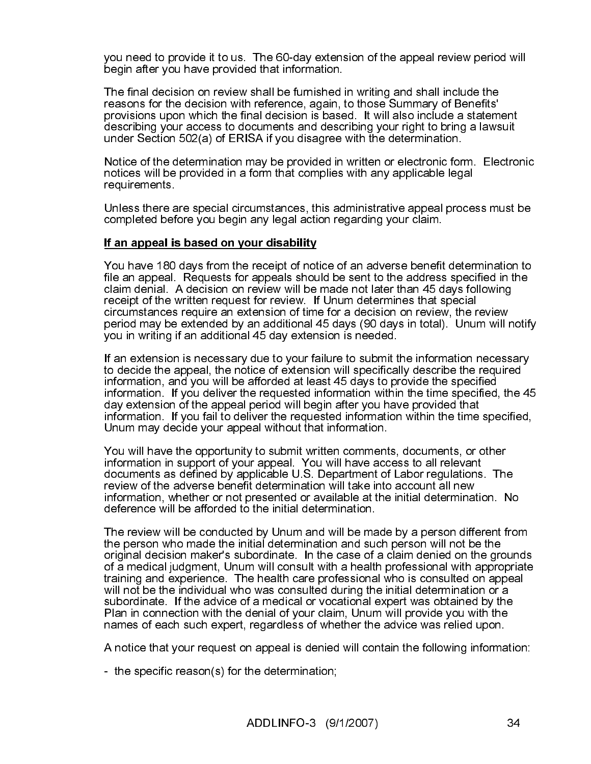you need to provide it to us. The 60-day extension of the appeal review period will begin after you have provided that information.

The final decision on review shall be furnished in writing and shall include the reasons for the decision with reference, again, to those Summary of Benefits' provisions upon which the final decision is based. It will also include a statement describing your access to documents and describing your right to bring a lawsuit under Section 502(a) of ERISA if you disagree with the determination.

Notice of the determination may be provided in written or electronic form. Electronic notices will be provided in a form that complies with any applicable legal requirements.

Unless there are special circumstances, this administrative appeal process must be completed before you begin any legal action regarding your claim.

**If an appeal is based on your disability**

You have 180 days from the receipt of notice of an adverse benefit determination to file an appeal. Requests for appeals should be sent to the address specified in the claim denial. A decision on review will be made not later than 45 days following receipt of the written request for review. If Unum determines that special circumstances require an extension of time for a decision on review, the review period may be extended by an additional 45 days (90 days in total). Unum will notify you in writing if an additional 45 day extension is needed.

If an extension is necessary due to your failure to submit the information necessary to decide the appeal, the notice of extension will specifically describe the required information, and you will be afforded at least 45 days to provide the specified information. If you deliver the requested information within the time specified, the 45 day extension of the appeal period will begin after you have provided that information. If you fail to deliver the requested information within the time specified, Unum may decide your appeal without that information.

You will have the opportunity to submit written comments, documents, or other information in support of your appeal. You will have access to all relevant documents as defined by applicable U.S. Department of Labor regulations. The review of the adverse benefit determination will take into account all new information, whether or not presented or available at the initial determination. No deference will be afforded to the initial determination.

The review will be conducted by Unum and will be made by a person different from the person who made the initial determination and such person will not be the original decision maker's subordinate. In the case of a claim denied on the grounds of a medical judgment, Unum will consult with a health professional with appropriate training and experience. The health care professional who is consulted on appeal will not be the individual who was consulted during the initial determination or a subordinate. If the advice of a medical or vocational expert was obtained by the Plan in connection with the denial of your claim, Unum will provide you with the names of each such expert, regardless of whether the advice was relied upon.

A notice that your request on appeal is denied will contain the following information:

- the specific reason(s) for the determination;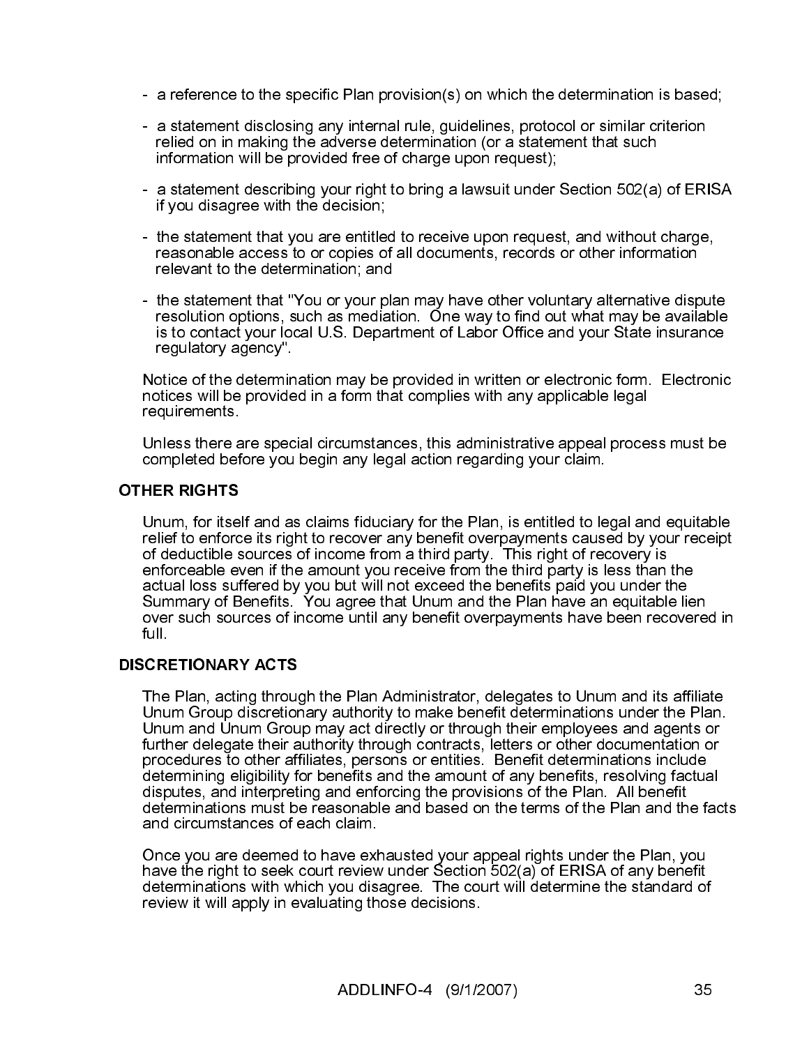- a reference to the specific Plan provision(s) on which the determination is based;

- a statement disclosing any internal rule, guidelines, protocol or similar criterion relied on in making the adverse determination (or a statement that such information will be provided free of charge upon request);

- a statement describing your right to bring a lawsuit under Section 502(a) of ERISA if you disagree with the decision;

- the statement that you are entitled to receive upon request, and without charge, reasonable access to or copies of all documents, records or other information relevant to the determination; and

- the statement that "You or your plan may have other voluntary alternative dispute resolution options, such as mediation. One way to find out what may be available is to contact your local U.S. Department of Labor Office and your State insurance regulatory agency".

Notice of the determination may be provided in written or electronic form. Electronic notices will be provided in a form that complies with any applicable legal requirements.

Unless there are special circumstances, this administrative appeal process must be completed before you begin any legal action regarding your claim.

## OTHER RIGHTS

Unum, for itself and as claims fiduciary for the Plan, is entitled to legal and equitable relief to enforce its right to recover any benefit overpayments caused by your receipt of deductible sources of income from a third party. This right of recovery is enforceable even if the amount you receive from the third party is less than the actual loss suffered by you but will not exceed the benefits paid you under the Summary of Benefits. You agree that Unum and the Plan have an equitable lien over such sources of income until any benefit overpayments have been recovered in full.

## DISCRETIONARY ACTS

The Plan, acting through the Plan Administrator, delegates to Unum and its affiliate Unum Group discretionary authority to make benefit determinations under the Plan. Unum and Unum Group may act directly or through their employees and agents or further delegate their authority through contracts, letters or other documentation or procedures to other affiliates, persons or entities. Benefit determinations include determining eligibility for benefits and the amount of any benefits, resolving factual disputes, and interpreting and enforcing the provisions of the Plan. All benefit determinations must be reasonable and based on the terms of the Plan and the facts and circumstances of each claim.

Once you are deemed to have exhausted your appeal rights under the Plan, you have the right to seek court review under Section 502(a) of ERISA of any benefit determinations with which you disagree. The court will determine the standard of review it will apply in evaluating those decisions.

ADDLINFO-4 (9/1/2007)